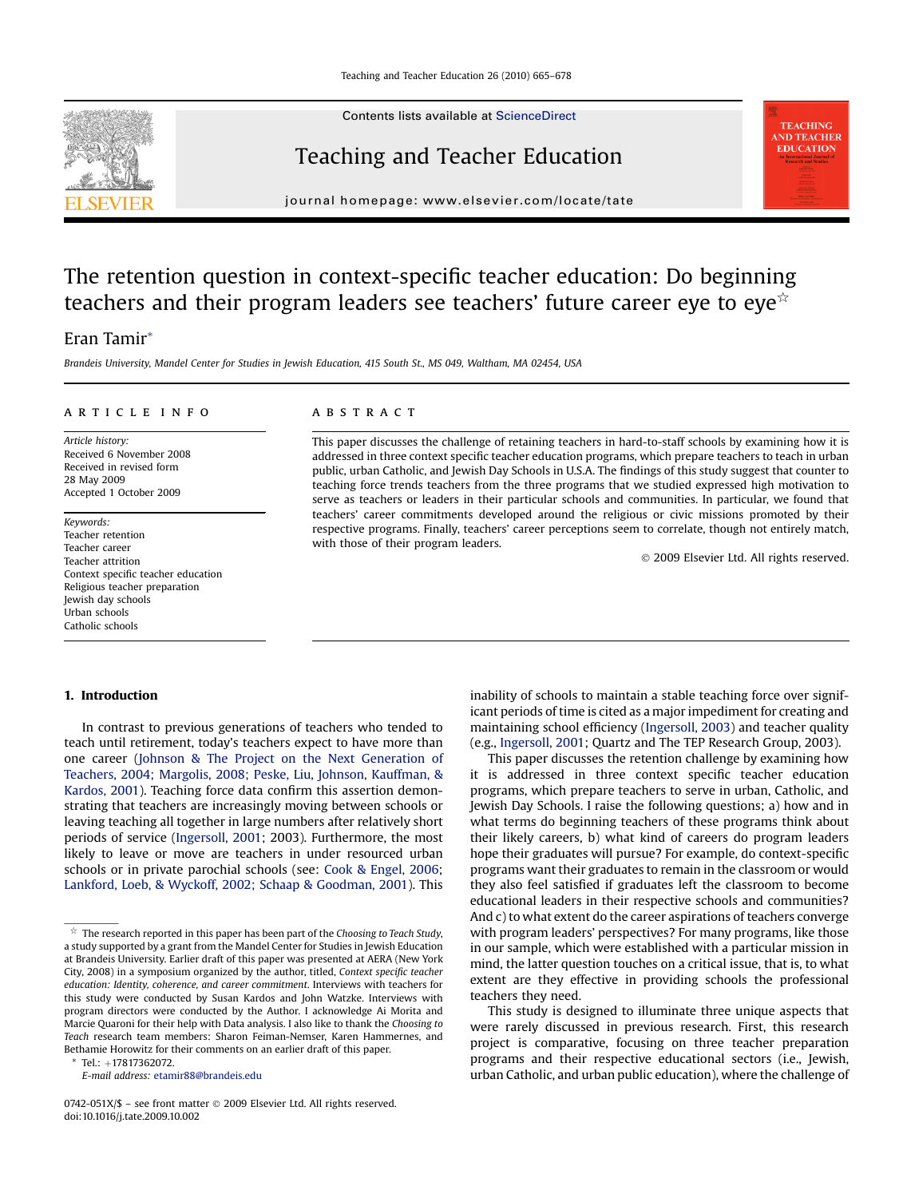# The retention question in context-specific teacher education: Do beginning teachers and their program leaders see teachers' future career eye to eye☆

Eran Tamir*

*Brandeis University, Mandel Center for Studies in Jewish Education, 415 South St., MS 049, Waltham, MA 02454, USA*

## ARTICLE INFO

*Article history:*
Received 6 November 2008
Received in revised form
28 May 2009
Accepted 1 October 2009

*Keywords:*
Teacher retention
Teacher career
Teacher attrition
Context specific teacher education
Religious teacher preparation
Jewish day schools
Urban schools
Catholic schools

## ABSTRACT

This paper discusses the challenge of retaining teachers in hard-to-staff schools by examining how it is addressed in three context specific teacher education programs, which prepare teachers to teach in urban public, urban Catholic, and Jewish Day Schools in U.S.A. The findings of this study suggest that counter to teaching force trends teachers from the three programs that we studied expressed high motivation to serve as teachers or leaders in their particular schools and communities. In particular, we found that teachers' career commitments developed around the religious or civic missions promoted by their respective programs. Finally, teachers' career perceptions seem to correlate, though not entirely match, with those of their program leaders.

© 2009 Elsevier Ltd. All rights reserved.

## 1. Introduction

In contrast to previous generations of teachers who tended to teach until retirement, today's teachers expect to have more than one career (Johnson & The Project on the Next Generation of Teachers, 2004; Margolis, 2008; Peske, Liu, Johnson, Kauffman, & Kardos, 2001). Teaching force data confirm this assertion demonstrating that teachers are increasingly moving between schools or leaving teaching all together in large numbers after relatively short periods of service (Ingersoll, 2001; 2003). Furthermore, the most likely to leave or move are teachers in under resourced urban schools or in private parochial schools (see: Cook & Engel, 2006; Lankford, Loeb, & Wyckoff, 2002; Schaap & Goodman, 2001). This inability of schools to maintain a stable teaching force over significant periods of time is cited as a major impediment for creating and maintaining school efficiency (Ingersoll, 2003) and teacher quality (e.g., Ingersoll, 2001; Quartz and The TEP Research Group, 2003).

This paper discusses the retention challenge by examining how it is addressed in three context specific teacher education programs, which prepare teachers to serve in urban, Catholic, and Jewish Day Schools. I raise the following questions; a) how and in what terms do beginning teachers of these programs think about their likely careers, b) what kind of careers do program leaders hope their graduates will pursue? For example, do context-specific programs want their graduates to remain in the classroom or would they also feel satisfied if graduates left the classroom to become educational leaders in their respective schools and communities? And c) to what extent do the career aspirations of teachers converge with program leaders' perspectives? For many programs, like those in our sample, which were established with a particular mission in mind, the latter question touches on a critical issue, that is, to what extent are they effective in providing schools the professional teachers they need.

This study is designed to illuminate three unique aspects that were rarely discussed in previous research. First, this research project is comparative, focusing on three teacher preparation programs and their respective educational sectors (i.e., Jewish, urban Catholic, and urban public education), where the challenge of

---

☆ The research reported in this paper has been part of the *Choosing to Teach Study*, a study supported by a grant from the Mandel Center for Studies in Jewish Education at Brandeis University. Earlier draft of this paper was presented at AERA (New York City, 2008) in a symposium organized by the author, titled, *Context specific teacher education: Identity, coherence, and career commitment*. Interviews with teachers for this study were conducted by Susan Kardos and John Watzke. Interviews with program directors were conducted by the Author. I acknowledge Ai Morita and Marcie Quaroni for their help with Data analysis. I also like to thank the *Choosing to Teach* research team members: Sharon Feiman-Nemser, Karen Hammernes, and Bethamie Horowitz for their comments on an earlier draft of this paper.

\* Tel.: +17817362072.
*E-mail address:* etamir88@brandeis.edu

0742-051X/$ – see front matter © 2009 Elsevier Ltd. All rights reserved.
doi:10.1016/j.tate.2009.10.002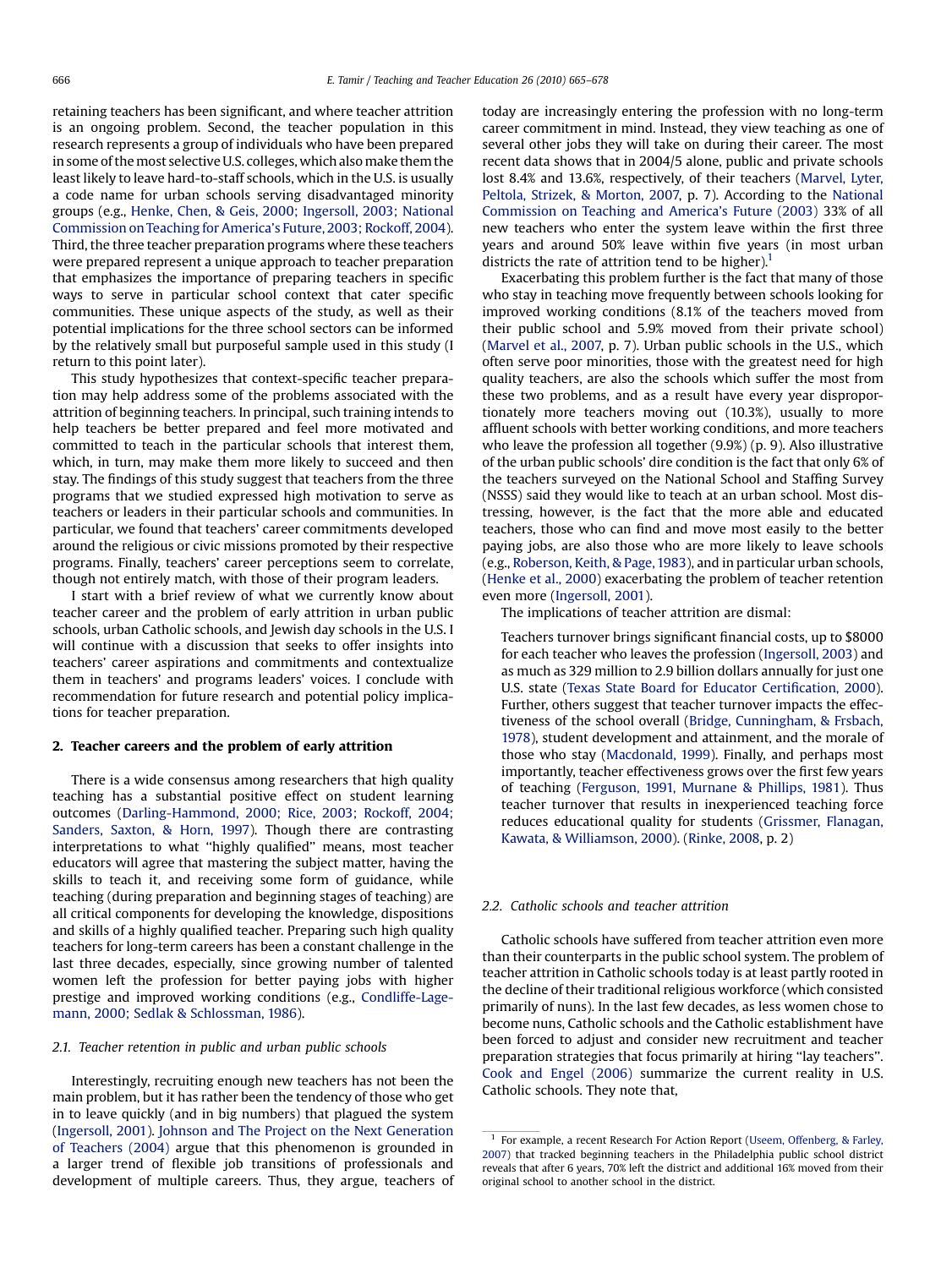retaining teachers has been significant, and where teacher attrition is an ongoing problem. Second, the teacher population in this research represents a group of individuals who have been prepared in some of the most selective U.S. colleges, which also make them the least likely to leave hard-to-staff schools, which in the U.S. is usually a code name for urban schools serving disadvantaged minority groups (e.g., Henke, Chen, & Geis, 2000; Ingersoll, 2003; National Commission on Teaching for America's Future, 2003; Rockoff, 2004). Third, the three teacher preparation programs where these teachers were prepared represent a unique approach to teacher preparation that emphasizes the importance of preparing teachers in specific ways to serve in particular school context that cater specific communities. These unique aspects of the study, as well as their potential implications for the three school sectors can be informed by the relatively small but purposeful sample used in this study (I return to this point later).

This study hypothesizes that context-specific teacher preparation may help address some of the problems associated with the attrition of beginning teachers. In principal, such training intends to help teachers be better prepared and feel more motivated and committed to teach in the particular schools that interest them, which, in turn, may make them more likely to succeed and then stay. The findings of this study suggest that teachers from the three programs that we studied expressed high motivation to serve as teachers or leaders in their particular schools and communities. In particular, we found that teachers' career commitments developed around the religious or civic missions promoted by their respective programs. Finally, teachers' career perceptions seem to correlate, though not entirely match, with those of their program leaders.

I start with a brief review of what we currently know about teacher career and the problem of early attrition in urban public schools, urban Catholic schools, and Jewish day schools in the U.S. I will continue with a discussion that seeks to offer insights into teachers' career aspirations and commitments and contextualize them in teachers' and programs leaders' voices. I conclude with recommendation for future research and potential policy implications for teacher preparation.

## 2. Teacher careers and the problem of early attrition

There is a wide consensus among researchers that high quality teaching has a substantial positive effect on student learning outcomes (Darling-Hammond, 2000; Rice, 2003; Rockoff, 2004; Sanders, Saxton, & Horn, 1997). Though there are contrasting interpretations to what "highly qualified" means, most teacher educators will agree that mastering the subject matter, having the skills to teach it, and receiving some form of guidance, while teaching (during preparation and beginning stages of teaching) are all critical components for developing the knowledge, dispositions and skills of a highly qualified teacher. Preparing such high quality teachers for long-term careers has been a constant challenge in the last three decades, especially, since growing number of talented women left the profession for better paying jobs with higher prestige and improved working conditions (e.g., Condliffe-Lagemann, 2000; Sedlak & Schlossman, 1986).

### 2.1. Teacher retention in public and urban public schools

Interestingly, recruiting enough new teachers has not been the main problem, but it has rather been the tendency of those who get in to leave quickly (and in big numbers) that plagued the system (Ingersoll, 2001). Johnson and The Project on the Next Generation of Teachers (2004) argue that this phenomenon is grounded in a larger trend of flexible job transitions of professionals and development of multiple careers. Thus, they argue, teachers of today are increasingly entering the profession with no long-term career commitment in mind. Instead, they view teaching as one of several other jobs they will take on during their career. The most recent data shows that in 2004/5 alone, public and private schools lost 8.4% and 13.6%, respectively, of their teachers (Marvel, Lyter, Peltola, Strizek, & Morton, 2007, p. 7). According to the National Commission on Teaching and America's Future (2003) 33% of all new teachers who enter the system leave within the first three years and around 50% leave within five years (in most urban districts the rate of attrition tend to be higher).[1]

Exacerbating this problem further is the fact that many of those who stay in teaching move frequently between schools looking for improved working conditions (8.1% of the teachers moved from their public school and 5.9% moved from their private school) (Marvel et al., 2007, p. 7). Urban public schools in the U.S., which often serve poor minorities, those with the greatest need for high quality teachers, are also the schools which suffer the most from these two problems, and as a result have every year disproportionately more teachers moving out (10.3%), usually to more affluent schools with better working conditions, and more teachers who leave the profession all together (9.9%) (p. 9). Also illustrative of the urban public schools' dire condition is the fact that only 6% of the teachers surveyed on the National School and Staffing Survey (NSSS) said they would like to teach at an urban school. Most distressing, however, is the fact that the more able and educated teachers, those who can find and move most easily to the better paying jobs, are also those who are more likely to leave schools (e.g., Roberson, Keith, & Page, 1983), and in particular urban schools, (Henke et al., 2000) exacerbating the problem of teacher retention even more (Ingersoll, 2001).

The implications of teacher attrition are dismal:

> Teachers turnover brings significant financial costs, up to $8000 for each teacher who leaves the profession (Ingersoll, 2003) and as much as 329 million to 2.9 billion dollars annually for just one U.S. state (Texas State Board for Educator Certification, 2000). Further, others suggest that teacher turnover impacts the effectiveness of the school overall (Bridge, Cunningham, & Frsbach, 1978), student development and attainment, and the morale of those who stay (Macdonald, 1999). Finally, and perhaps most importantly, teacher effectiveness grows over the first few years of teaching (Ferguson, 1991, Murnane & Phillips, 1981). Thus teacher turnover that results in inexperienced teaching force reduces educational quality for students (Grissmer, Flanagan, Kawata, & Williamson, 2000). (Rinke, 2008, p. 2)

### 2.2. Catholic schools and teacher attrition

Catholic schools have suffered from teacher attrition even more than their counterparts in the public school system. The problem of teacher attrition in Catholic schools today is at least partly rooted in the decline of their traditional religious workforce (which consisted primarily of nuns). In the last few decades, as less women chose to become nuns, Catholic schools and the Catholic establishment have been forced to adjust and consider new recruitment and teacher preparation strategies that focus primarily at hiring "lay teachers". Cook and Engel (2006) summarize the current reality in U.S. Catholic schools. They note that,

---

[1] For example, a recent Research For Action Report (Useem, Offenberg, & Farley, 2007) that tracked beginning teachers in the Philadelphia public school district reveals that after 6 years, 70% left the district and additional 16% moved from their original school to another school in the district.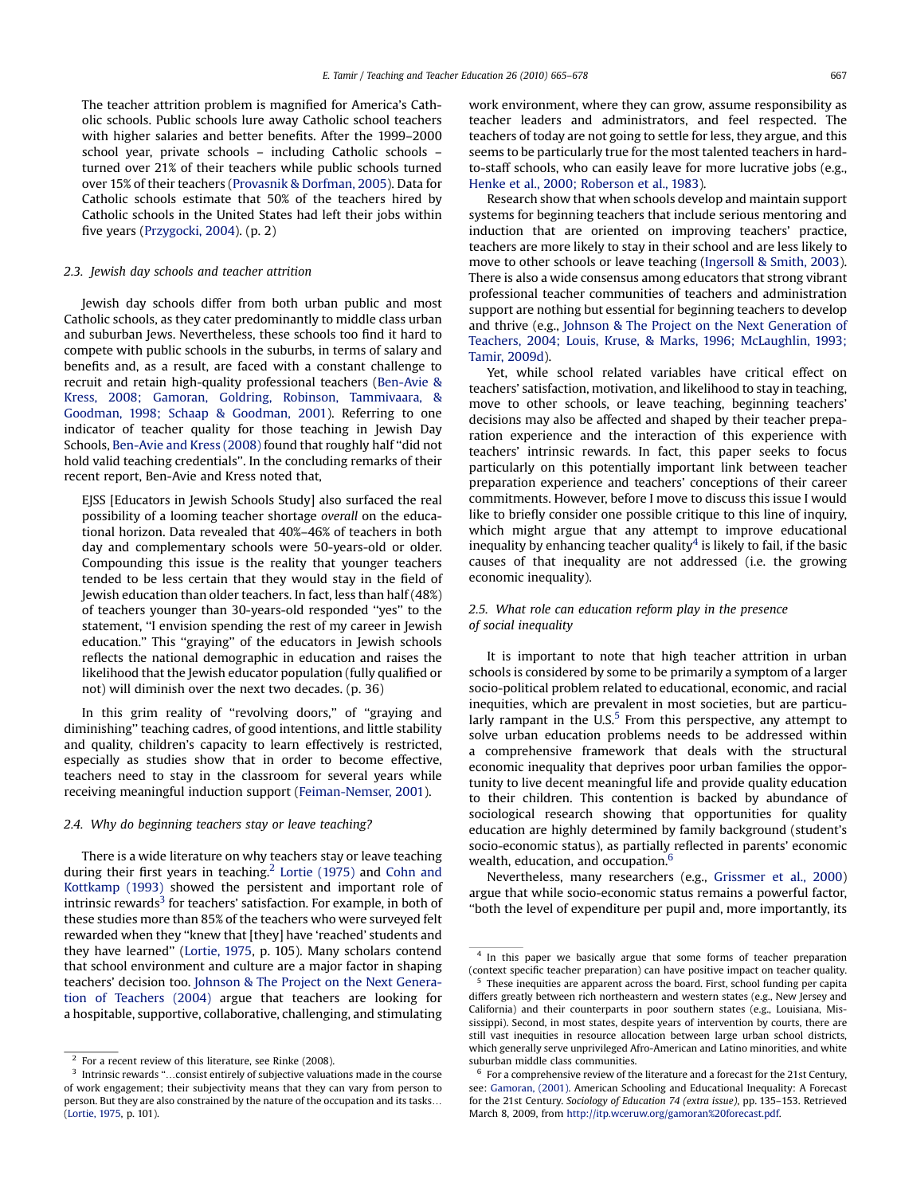The teacher attrition problem is magnified for America's Catholic schools. Public schools lure away many Catholic school teachers with higher salaries and better benefits. After the 1999–2000 school year, private schools – including Catholic schools – turned over 21% of their teachers while public schools turned over 15% of their teachers (Provasnik & Dorfman, 2005). Data for Catholic schools estimate that 50% of the teachers hired by Catholic schools in the United States had left their jobs within five years (Przygocki, 2004). (p. 2)

### 2.3. Jewish day schools and teacher attrition

Jewish day schools differ from both urban public and most Catholic schools, as they cater predominantly to middle class urban and suburban Jews. Nevertheless, these schools too find it hard to compete with public schools in the suburbs, in terms of salary and benefits and, as a result, are faced with a constant challenge to recruit and retain high-quality professional teachers (Ben-Avie & Kress, 2008; Gamoran, Goldring, Robinson, Tammivaara, & Goodman, 1998; Schaap & Goodman, 2001). Referring to one indicator of teacher quality for those teaching in Jewish Day Schools, Ben-Avie and Kress (2008) found that roughly half "did not hold valid teaching credentials". In the concluding remarks of their recent report, Ben-Avie and Kress noted that,

> EJSS [Educators in Jewish Schools Study] also surfaced the real possibility of a looming teacher shortage *overall* on the educational horizon. Data revealed that 40%–46% of teachers in both day and complementary schools were 50-years-old or older. Compounding this issue is the reality that younger teachers tended to be less certain that they would stay in the field of Jewish education than older teachers. In fact, less than half (48%) of teachers younger than 30-years-old responded "yes" to the statement, "I envision spending the rest of my career in Jewish education." This "graying" of the educators in Jewish schools reflects the national demographic in education and raises the likelihood that the Jewish educator population (fully qualified or not) will diminish over the next two decades. (p. 36)

In this grim reality of "revolving doors," of "graying and diminishing" teaching cadres, of good intentions, and little stability and quality, children's capacity to learn effectively is restricted, especially as studies show that in order to become effective, teachers need to stay in the classroom for several years while receiving meaningful induction support (Feiman-Nemser, 2001).

### 2.4. Why do beginning teachers stay or leave teaching?

There is a wide literature on why teachers stay or leave teaching during their first years in teaching.[2] Lortie (1975) and Cohn and Kottkamp (1993) showed the persistent and important role of intrinsic rewards[3] for teachers' satisfaction. For example, in both of these studies more than 85% of the teachers who were surveyed felt rewarded when they "knew that [they] have 'reached' students and they have learned" (Lortie, 1975, p. 105). Many scholars contend that school environment and culture are a major factor in shaping teachers' decision too. Johnson & The Project on the Next Generation of Teachers (2004) argue that teachers are looking for a hospitable, supportive, collaborative, challenging, and stimulating work environment, where they can grow, assume responsibility as teacher leaders and administrators, and feel respected. The teachers of today are not going to settle for less, they argue, and this seems to be particularly true for the most talented teachers in hard-to-staff schools, who can easily leave for more lucrative jobs (e.g., Henke et al., 2000; Roberson et al., 1983).

Research show that when schools develop and maintain support systems for beginning teachers that include serious mentoring and induction that are oriented on improving teachers' practice, teachers are more likely to stay in their school and are less likely to move to other schools or leave teaching (Ingersoll & Smith, 2003). There is also a wide consensus among educators that strong vibrant professional teacher communities of teachers and administration support are nothing but essential for beginning teachers to develop and thrive (e.g., Johnson & The Project on the Next Generation of Teachers, 2004; Louis, Kruse, & Marks, 1996; McLaughlin, 1993; Tamir, 2009d).

Yet, while school related variables have critical effect on teachers' satisfaction, motivation, and likelihood to stay in teaching, move to other schools, or leave teaching, beginning teachers' decisions may also be affected and shaped by their teacher preparation experience and the interaction of this experience with teachers' intrinsic rewards. In fact, this paper seeks to focus particularly on this potentially important link between teacher preparation experience and teachers' conceptions of their career commitments. However, before I move to discuss this issue I would like to briefly consider one possible critique to this line of inquiry, which might argue that any attempt to improve educational inequality by enhancing teacher quality[4] is likely to fail, if the basic causes of that inequality are not addressed (i.e. the growing economic inequality).

### 2.5. What role can education reform play in the presence of social inequality

It is important to note that high teacher attrition in urban schools is considered by some to be primarily a symptom of a larger socio-political problem related to educational, economic, and racial inequities, which are prevalent in most societies, but are particularly rampant in the U.S.[5] From this perspective, any attempt to solve urban education problems needs to be addressed within a comprehensive framework that deals with the structural economic inequality that deprives poor urban families the opportunity to live decent meaningful life and provide quality education to their children. This contention is backed by abundance of sociological research showing that opportunities for quality education are highly determined by family background (student's socio-economic status), as partially reflected in parents' economic wealth, education, and occupation.[6]

Nevertheless, many researchers (e.g., Grissmer et al., 2000) argue that while socio-economic status remains a powerful factor, "both the level of expenditure per pupil and, more importantly, its

---

[2] For a recent review of this literature, see Rinke (2008).

[3] Intrinsic rewards "...consist entirely of subjective valuations made in the course of work engagement; their subjectivity means that they can vary from person to person. But they are also constrained by the nature of the occupation and its tasks... (Lortie, 1975, p. 101).

[4] In this paper we basically argue that some forms of teacher preparation (context specific teacher preparation) can have positive impact on teacher quality.

[5] These inequities are apparent across the board. First, school funding per capita differs greatly between rich northeastern and western states (e.g., New Jersey and California) and their counterparts in poor southern states (e.g., Louisiana, Mississippi). Second, in most states, despite years of intervention by courts, there are still vast inequities in resource allocation between large urban school districts, which generally serve unprivileged Afro-American and Latino minorities, and white suburban middle class communities.

[6] For a comprehensive review of the literature and a forecast for the 21st Century, see: Gamoran, (2001). American Schooling and Educational Inequality: A Forecast for the 21st Century. *Sociology of Education 74 (extra issue)*, pp. 135–153. Retrieved March 8, 2009, from http://itp.wceruw.org/gamoran%20forecast.pdf.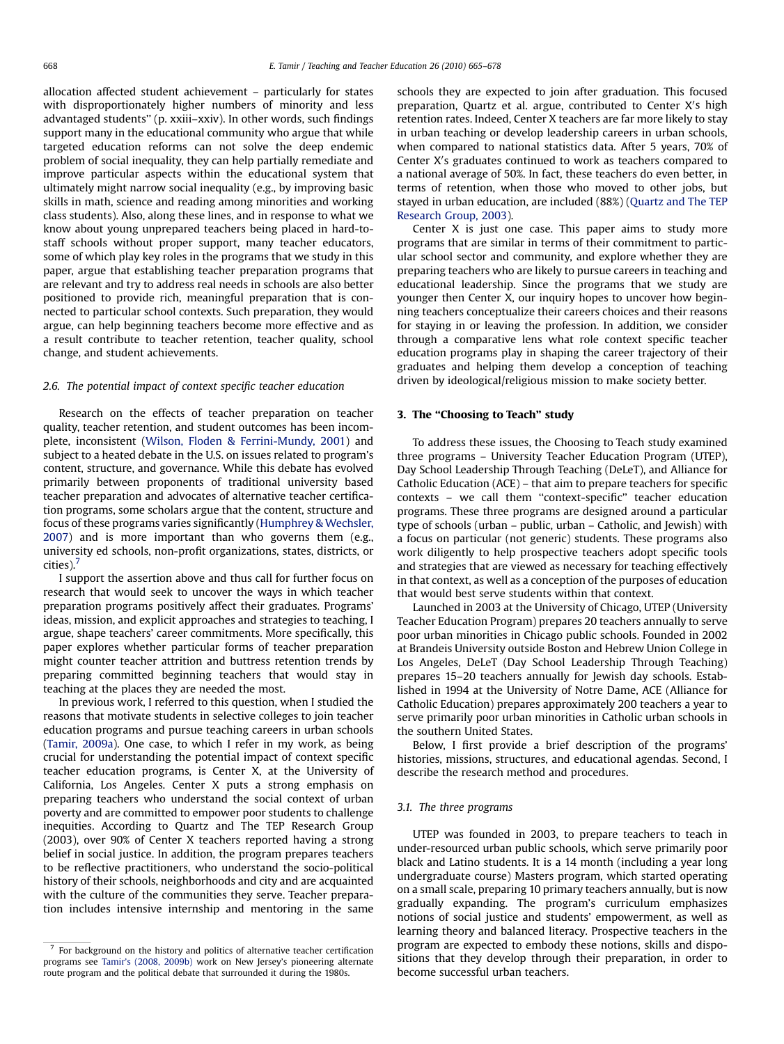allocation affected student achievement – particularly for states with disproportionately higher numbers of minority and less advantaged students" (p. xxiii–xxiv). In other words, such findings support many in the educational community who argue that while targeted education reforms can not solve the deep endemic problem of social inequality, they can help partially remediate and improve particular aspects within the educational system that ultimately might narrow social inequality (e.g., by improving basic skills in math, science and reading among minorities and working class students). Also, along these lines, and in response to what we know about young unprepared teachers being placed in hard-to-staff schools without proper support, many teacher educators, some of which play key roles in the programs that we study in this paper, argue that establishing teacher preparation programs that are relevant and try to address real needs in schools are also better positioned to provide rich, meaningful preparation that is connected to particular school contexts. Such preparation, they would argue, can help beginning teachers become more effective and as a result contribute to teacher retention, teacher quality, school change, and student achievements.

### 2.6. The potential impact of context specific teacher education

Research on the effects of teacher preparation on teacher quality, teacher retention, and student outcomes has been incomplete, inconsistent (Wilson, Floden & Ferrini-Mundy, 2001) and subject to a heated debate in the U.S. on issues related to program's content, structure, and governance. While this debate has evolved primarily between proponents of traditional university based teacher preparation and advocates of alternative teacher certification programs, some scholars argue that the content, structure and focus of these programs varies significantly (Humphrey & Wechsler, 2007) and is more important than who governs them (e.g., university ed schools, non-profit organizations, states, districts, or cities).[7]

I support the assertion above and thus call for further focus on research that would seek to uncover the ways in which teacher preparation programs positively affect their graduates. Programs' ideas, mission, and explicit approaches and strategies to teaching, I argue, shape teachers' career commitments. More specifically, this paper explores whether particular forms of teacher preparation might counter teacher attrition and buttress retention trends by preparing committed beginning teachers that would stay in teaching at the places they are needed the most.

In previous work, I referred to this question, when I studied the reasons that motivate students in selective colleges to join teacher education programs and pursue teaching careers in urban schools (Tamir, 2009a). One case, to which I refer in my work, as being crucial for understanding the potential impact of context specific teacher education programs, is Center X, at the University of California, Los Angeles. Center X puts a strong emphasis on preparing teachers who understand the social context of urban poverty and are committed to empower poor students to challenge inequities. According to Quartz and The TEP Research Group (2003), over 90% of Center X teachers reported having a strong belief in social justice. In addition, the program prepares teachers to be reflective practitioners, who understand the socio-political history of their schools, neighborhoods and city and are acquainted with the culture of the communities they serve. Teacher preparation includes intensive internship and mentoring in the same schools they are expected to join after graduation. This focused preparation, Quartz et al. argue, contributed to Center X's high retention rates. Indeed, Center X teachers are far more likely to stay in urban teaching or develop leadership careers in urban schools, when compared to national statistics data. After 5 years, 70% of Center X's graduates continued to work as teachers compared to a national average of 50%. In fact, these teachers do even better, in terms of retention, when those who moved to other jobs, but stayed in urban education, are included (88%) (Quartz and The TEP Research Group, 2003).

Center X is just one case. This paper aims to study more programs that are similar in terms of their commitment to particular school sector and community, and explore whether they are preparing teachers who are likely to pursue careers in teaching and educational leadership. Since the programs that we study are younger then Center X, our inquiry hopes to uncover how beginning teachers conceptualize their careers choices and their reasons for staying in or leaving the profession. In addition, we consider through a comparative lens what role context specific teacher education programs play in shaping the career trajectory of their graduates and helping them develop a conception of teaching driven by ideological/religious mission to make society better.

## 3. The "Choosing to Teach" study

To address these issues, the Choosing to Teach study examined three programs – University Teacher Education Program (UTEP), Day School Leadership Through Teaching (DeLeT), and Alliance for Catholic Education (ACE) – that aim to prepare teachers for specific contexts – we call them "context-specific" teacher education programs. These three programs are designed around a particular type of schools (urban – public, urban – Catholic, and Jewish) with a focus on particular (not generic) students. These programs also work diligently to help prospective teachers adopt specific tools and strategies that are viewed as necessary for teaching effectively in that context, as well as a conception of the purposes of education that would best serve students within that context.

Launched in 2003 at the University of Chicago, UTEP (University Teacher Education Program) prepares 20 teachers annually to serve poor urban minorities in Chicago public schools. Founded in 2002 at Brandeis University outside Boston and Hebrew Union College in Los Angeles, DeLeT (Day School Leadership Through Teaching) prepares 15–20 teachers annually for Jewish day schools. Established in 1994 at the University of Notre Dame, ACE (Alliance for Catholic Education) prepares approximately 200 teachers a year to serve primarily poor urban minorities in Catholic urban schools in the southern United States.

Below, I first provide a brief description of the programs' histories, missions, structures, and educational agendas. Second, I describe the research method and procedures.

### 3.1. The three programs

UTEP was founded in 2003, to prepare teachers to teach in under-resourced urban public schools, which serve primarily poor black and Latino students. It is a 14 month (including a year long undergraduate course) Masters program, which started operating on a small scale, preparing 10 primary teachers annually, but is now gradually expanding. The program's curriculum emphasizes notions of social justice and students' empowerment, as well as learning theory and balanced literacy. Prospective teachers in the program are expected to embody these notions, skills and dispositions that they develop through their preparation, in order to become successful urban teachers.

[7] For background on the history and politics of alternative teacher certification programs see Tamir's (2008, 2009b) work on New Jersey's pioneering alternate route program and the political debate that surrounded it during the 1980s.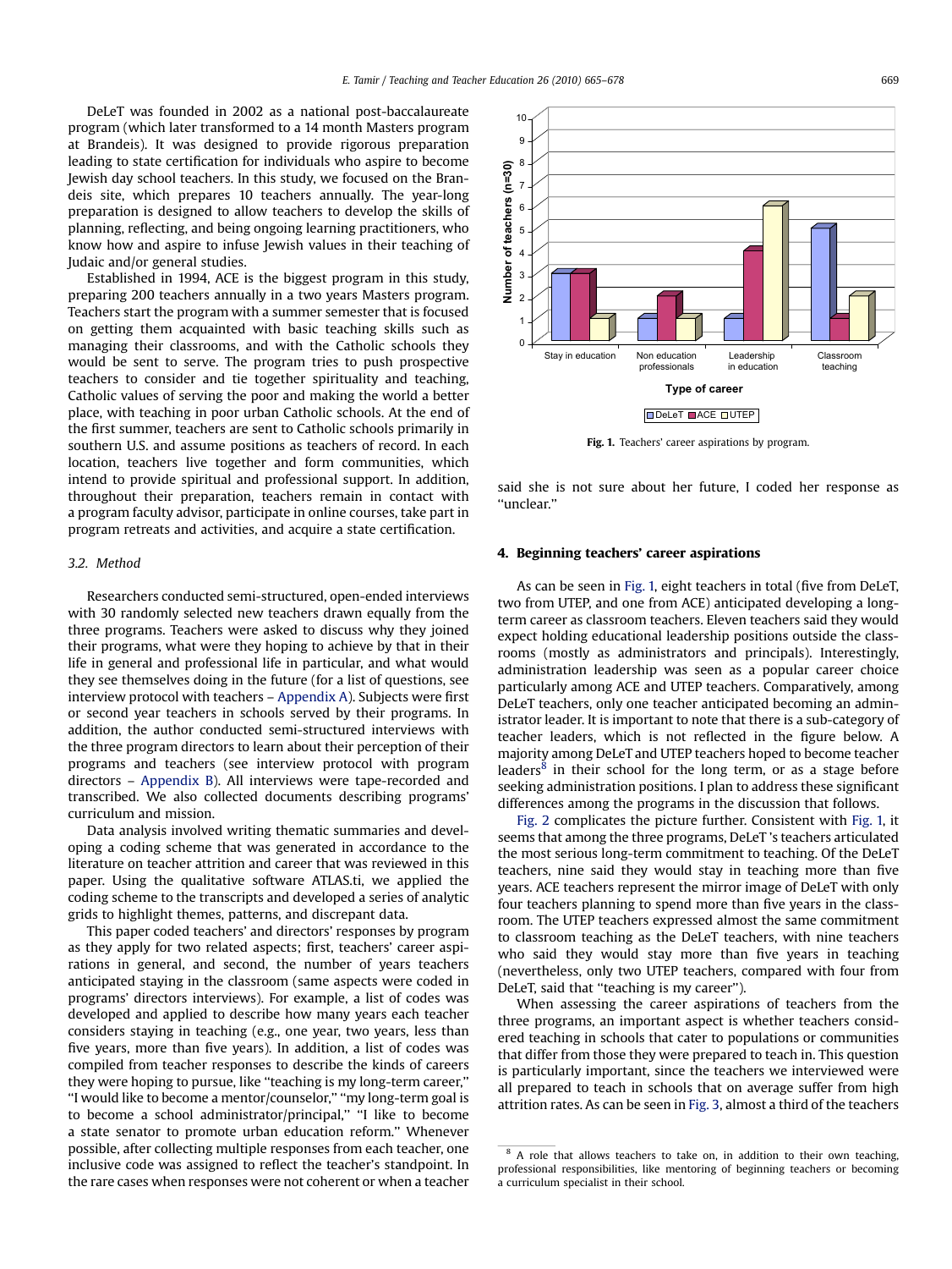DeLeT was founded in 2002 as a national post-baccalaureate program (which later transformed to a 14 month Masters program at Brandeis). It was designed to provide rigorous preparation leading to state certification for individuals who aspire to become Jewish day school teachers. In this study, we focused on the Brandeis site, which prepares 10 teachers annually. The year-long preparation is designed to allow teachers to develop the skills of planning, reflecting, and being ongoing learning practitioners, who know how and aspire to infuse Jewish values in their teaching of Judaic and/or general studies.

Established in 1994, ACE is the biggest program in this study, preparing 200 teachers annually in a two years Masters program. Teachers start the program with a summer semester that is focused on getting them acquainted with basic teaching skills such as managing their classrooms, and with the Catholic schools they would be sent to serve. The program tries to push prospective teachers to consider and tie together spirituality and teaching, Catholic values of serving the poor and making the world a better place, with teaching in poor urban Catholic schools. At the end of the first summer, teachers are sent to Catholic schools primarily in southern U.S. and assume positions as teachers of record. In each location, teachers live together and form communities, which intend to provide spiritual and professional support. In addition, throughout their preparation, teachers remain in contact with a program faculty advisor, participate in online courses, take part in program retreats and activities, and acquire a state certification.

### 3.2. Method

Researchers conducted semi-structured, open-ended interviews with 30 randomly selected new teachers drawn equally from the three programs. Teachers were asked to discuss why they joined their programs, what were they hoping to achieve by that in their life in general and professional life in particular, and what would they see themselves doing in the future (for a list of questions, see interview protocol with teachers – Appendix A). Subjects were first or second year teachers in schools served by their programs. In addition, the author conducted semi-structured interviews with the three program directors to learn about their perception of their programs and teachers (see interview protocol with program directors – Appendix B). All interviews were tape-recorded and transcribed. We also collected documents describing programs' curriculum and mission.

Data analysis involved writing thematic summaries and developing a coding scheme that was generated in accordance to the literature on teacher attrition and career that was reviewed in this paper. Using the qualitative software ATLAS.ti, we applied the coding scheme to the transcripts and developed a series of analytic grids to highlight themes, patterns, and discrepant data.

This paper coded teachers' and directors' responses by program as they apply for two related aspects; first, teachers' career aspirations in general, and second, the number of years teachers anticipated staying in the classroom (same aspects were coded in programs' directors interviews). For example, a list of codes was developed and applied to describe how many years each teacher considers staying in teaching (e.g., one year, two years, less than five years, more than five years). In addition, a list of codes was compiled from teacher responses to describe the kinds of careers they were hoping to pursue, like "teaching is my long-term career," "I would like to become a mentor/counselor," "my long-term goal is to become a school administrator/principal," "I like to become a state senator to promote urban education reform." Whenever possible, after collecting multiple responses from each teacher, one inclusive code was assigned to reflect the teacher's standpoint. In the rare cases when responses were not coherent or when a teacher said she is not sure about her future, I coded her response as "unclear."

Number of teachers (n=30)
0 1 2 3 4 5 6 7 8 9 10
Stay in education
Non education professionals
Leadership in education
Classroom teaching
Type of career
DeLeT ACE UTEP

**Fig. 1.** Teachers' career aspirations by program.

## 4. Beginning teachers' career aspirations

As can be seen in Fig. 1, eight teachers in total (five from DeLeT, two from UTEP, and one from ACE) anticipated developing a long-term career as classroom teachers. Eleven teachers said they would expect holding educational leadership positions outside the classrooms (mostly as administrators and principals). Interestingly, administration leadership was seen as a popular career choice particularly among ACE and UTEP teachers. Comparatively, among DeLeT teachers, only one teacher anticipated becoming an administrator leader. It is important to note that there is a sub-category of teacher leaders, which is not reflected in the figure below. A majority among DeLeT and UTEP teachers hoped to become teacher leaders[8] in their school for the long term, or as a stage before seeking administration positions. I plan to address these significant differences among the programs in the discussion that follows.

Fig. 2 complicates the picture further. Consistent with Fig. 1, it seems that among the three programs, DeLeT 's teachers articulated the most serious long-term commitment to teaching. Of the DeLeT teachers, nine said they would stay in teaching more than five years. ACE teachers represent the mirror image of DeLeT with only four teachers planning to spend more than five years in the classroom. The UTEP teachers expressed almost the same commitment to classroom teaching as the DeLeT teachers, with nine teachers who said they would stay more than five years in teaching (nevertheless, only two UTEP teachers, compared with four from DeLeT, said that "teaching is my career").

When assessing the career aspirations of teachers from the three programs, an important aspect is whether teachers considered teaching in schools that cater to populations or communities that differ from those they were prepared to teach in. This question is particularly important, since the teachers we interviewed were all prepared to teach in schools that on average suffer from high attrition rates. As can be seen in Fig. 3, almost a third of the teachers

[8] A role that allows teachers to take on, in addition to their own teaching, professional responsibilities, like mentoring of beginning teachers or becoming a curriculum specialist in their school.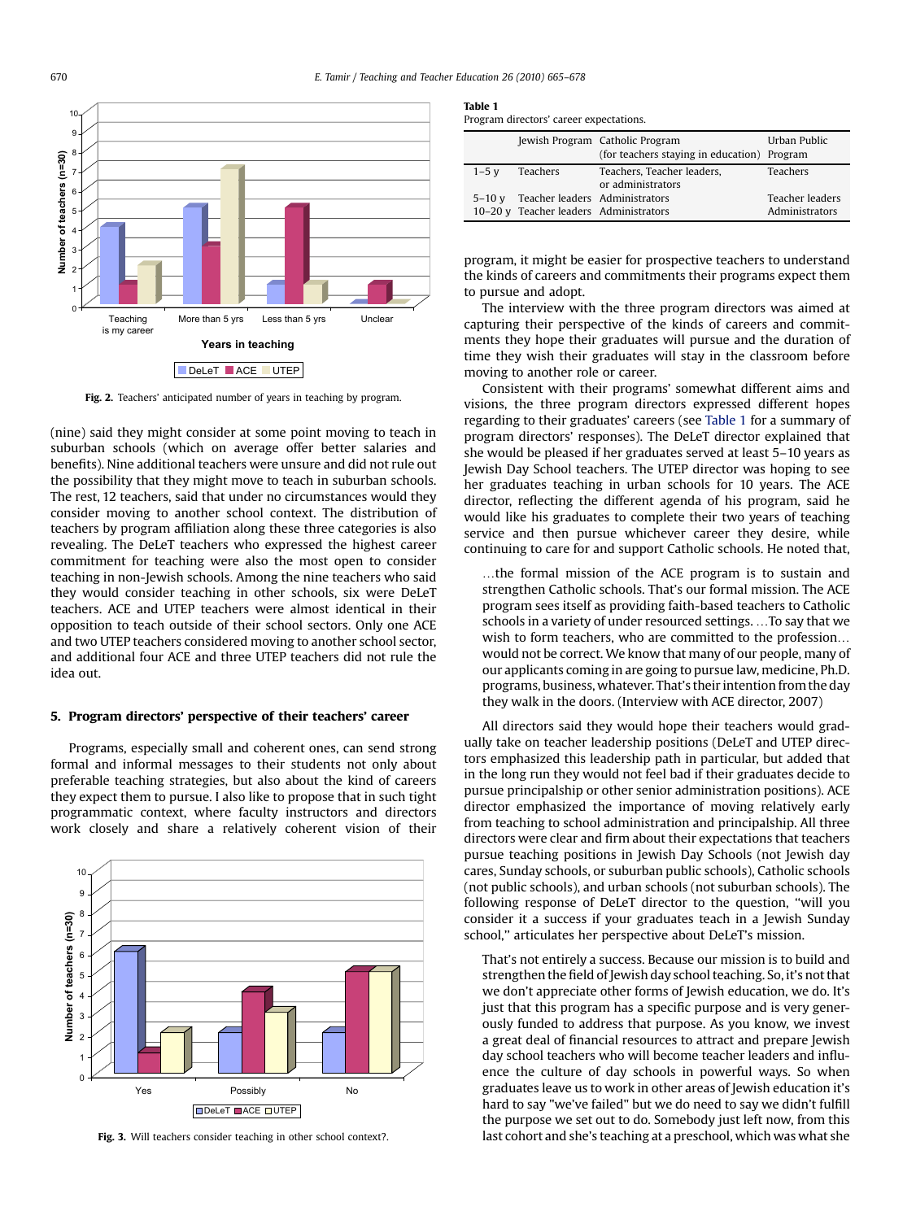10
9
8
7
6
5
4
3
2
1
0

Number of teachers (n=30)

Teaching is my career

More than 5 yrs

Less than 5 yrs

Unclear

Years in teaching

DeLeT ACE UTEP

**Fig. 2.** Teachers' anticipated number of years in teaching by program.

(nine) said they might consider at some point moving to teach in suburban schools (which on average offer better salaries and benefits). Nine additional teachers were unsure and did not rule out the possibility that they might move to teach in suburban schools. The rest, 12 teachers, said that under no circumstances would they consider moving to another school context. The distribution of teachers by program affiliation along these three categories is also revealing. The DeLeT teachers who expressed the highest career commitment for teaching were also the most open to consider teaching in non-Jewish schools. Among the nine teachers who said they would consider teaching in other schools, six were DeLeT teachers. ACE and UTEP teachers were almost identical in their opposition to teach outside of their school sectors. Only one ACE and two UTEP teachers considered moving to another school sector, and additional four ACE and three UTEP teachers did not rule the idea out.

## 5. Program directors' perspective of their teachers' career

Programs, especially small and coherent ones, can send strong formal and informal messages to their students not only about preferable teaching strategies, but also about the kind of careers they expect them to pursue. I also like to propose that in such tight programmatic context, where faculty instructors and directors work closely and share a relatively coherent vision of their program, it might be easier for prospective teachers to understand the kinds of careers and commitments their programs expect them to pursue and adopt.

10
9
8
7
6
5
4
3
2
1
0

Number of teachers (n=30)

Yes

Possibly

No

DeLeT ACE UTEP

**Fig. 3.** Will teachers consider teaching in other school context?.

**Table 1**
Program directors' career expectations.

| | Jewish Program | Catholic Program (for teachers staying in education) | Urban Public Program |
|---|---|---|---|
| 1–5 y | Teachers | Teachers, Teacher leaders, or administrators | Teachers |
| 5–10 y | Teacher leaders | Administrators | Teacher leaders |
| 10–20 y | Teacher leaders | Administrators | Administrators |

The interview with the three program directors was aimed at capturing their perspective of the kinds of careers and commitments they hope their graduates will pursue and the duration of time they wish their graduates will stay in the classroom before moving to another role or career.

Consistent with their programs' somewhat different aims and visions, the three program directors expressed different hopes regarding to their graduates' careers (see Table 1 for a summary of program directors' responses). The DeLeT director explained that she would be pleased if her graduates served at least 5–10 years as Jewish Day School teachers. The UTEP director was hoping to see her graduates teaching in urban schools for 10 years. The ACE director, reflecting the different agenda of his program, said he would like his graduates to complete their two years of teaching service and then pursue whichever career they desire, while continuing to care for and support Catholic schools. He noted that,

> …the formal mission of the ACE program is to sustain and strengthen Catholic schools. That's our formal mission. The ACE program sees itself as providing faith-based teachers to Catholic schools in a variety of under resourced settings. …To say that we wish to form teachers, who are committed to the profession… would not be correct. We know that many of our people, many of our applicants coming in are going to pursue law, medicine, Ph.D. programs, business, whatever. That's their intention from the day they walk in the doors. (Interview with ACE director, 2007)

All directors said they would hope their teachers would gradually take on teacher leadership positions (DeLeT and UTEP directors emphasized this leadership path in particular, but added that in the long run they would not feel bad if their graduates decide to pursue principalship or other senior administration positions). ACE director emphasized the importance of moving relatively early from teaching to school administration and principalship. All three directors were clear and firm about their expectations that teachers pursue teaching positions in Jewish Day Schools (not Jewish day cares, Sunday schools, or suburban public schools), Catholic schools (not public schools), and urban schools (not suburban schools). The following response of DeLeT director to the question, "will you consider it a success if your graduates teach in a Jewish Sunday school," articulates her perspective about DeLeT's mission.

> That's not entirely a success. Because our mission is to build and strengthen the field of Jewish day school teaching. So, it's not that we don't appreciate other forms of Jewish education, we do. It's just that this program has a specific purpose and is very generously funded to address that purpose. As you know, we invest a great deal of financial resources to attract and prepare Jewish day school teachers who will become teacher leaders and influence the culture of day schools in powerful ways. So when graduates leave us to work in other areas of Jewish education it's hard to say "we've failed" but we do need to say we didn't fulfill the purpose we set out to do. Somebody just left now, from this last cohort and she's teaching at a preschool, which was what she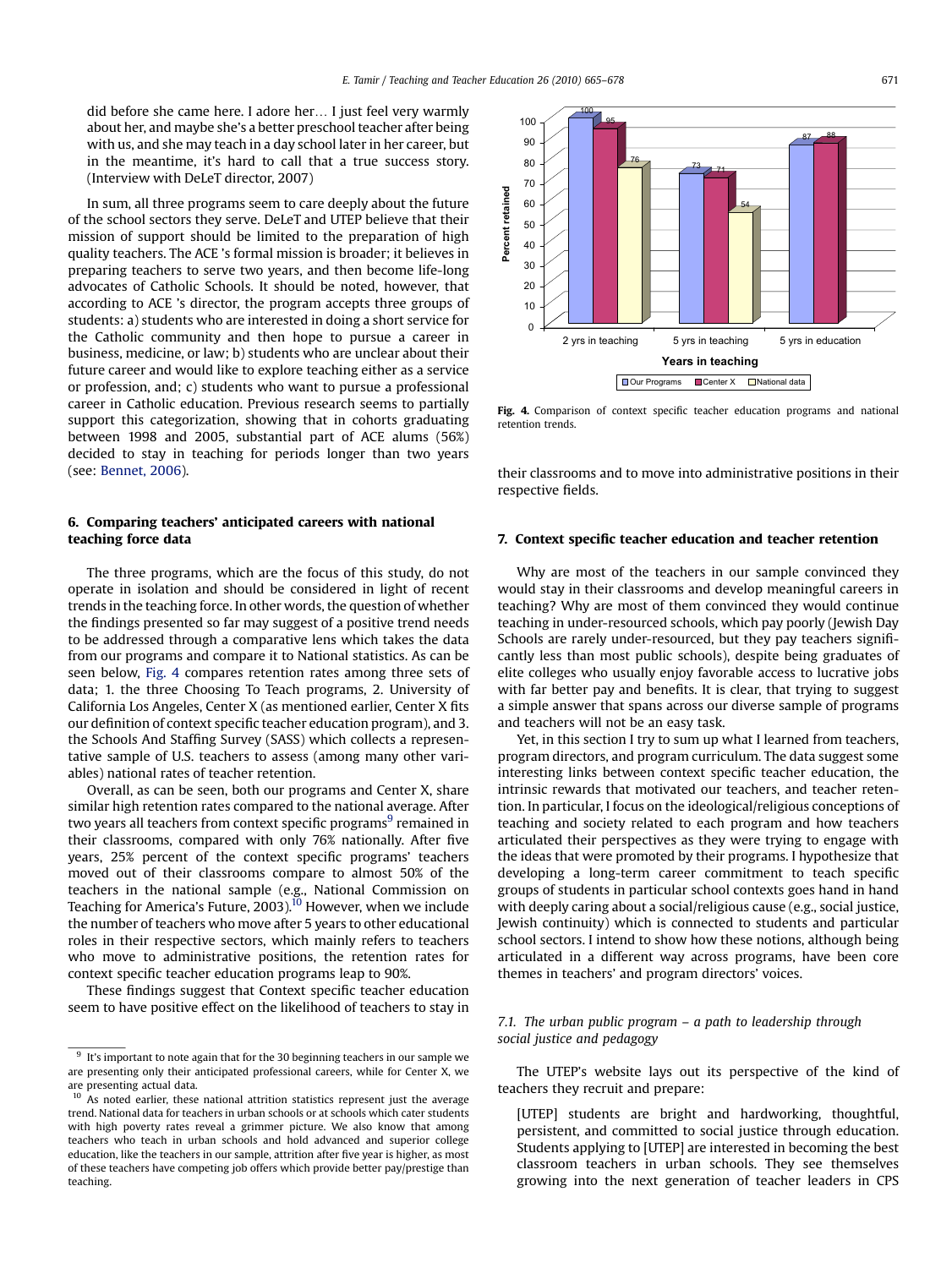did before she came here. I adore her… I just feel very warmly about her, and maybe she's a better preschool teacher after being with us, and she may teach in a day school later in her career, but in the meantime, it's hard to call that a true success story. (Interview with DeLeT director, 2007)

In sum, all three programs seem to care deeply about the future of the school sectors they serve. DeLeT and UTEP believe that their mission of support should be limited to the preparation of high quality teachers. The ACE 's formal mission is broader; it believes in preparing teachers to serve two years, and then become life-long advocates of Catholic Schools. It should be noted, however, that according to ACE 's director, the program accepts three groups of students: a) students who are interested in doing a short service for the Catholic community and then hope to pursue a career in business, medicine, or law; b) students who are unclear about their future career and would like to explore teaching either as a service or profession, and; c) students who want to pursue a professional career in Catholic education. Previous research seems to partially support this categorization, showing that in cohorts graduating between 1998 and 2005, substantial part of ACE alums (56%) decided to stay in teaching for periods longer than two years (see: Bennet, 2006).

## 6. Comparing teachers' anticipated careers with national teaching force data

The three programs, which are the focus of this study, do not operate in isolation and should be considered in light of recent trends in the teaching force. In other words, the question of whether the findings presented so far may suggest of a positive trend needs to be addressed through a comparative lens which takes the data from our programs and compare it to National statistics. As can be seen below, Fig. 4 compares retention rates among three sets of data; 1. the three Choosing To Teach programs, 2. University of California Los Angeles, Center X (as mentioned earlier, Center X fits our definition of context specific teacher education program), and 3. the Schools And Staffing Survey (SASS) which collects a representative sample of U.S. teachers to assess (among many other variables) national rates of teacher retention.

Overall, as can be seen, both our programs and Center X, share similar high retention rates compared to the national average. After two years all teachers from context specific programs[9] remained in their classrooms, compared with only 76% nationally. After five years, 25% percent of the context specific programs' teachers moved out of their classrooms compare to almost 50% of the teachers in the national sample (e.g., National Commission on Teaching for America's Future, 2003).[10] However, when we include the number of teachers who move after 5 years to other educational roles in their respective sectors, which mainly refers to teachers who move to administrative positions, the retention rates for context specific teacher education programs leap to 90%.

These findings suggest that Context specific teacher education seem to have positive effect on the likelihood of teachers to stay in their classrooms and to move into administrative positions in their respective fields.

Percent retained
100 90 80 70 60 50 40 30 20 10 0
100 95 76
73 71 54
87 88
2 yrs in teaching
5 yrs in teaching
5 yrs in education
Years in teaching
Our Programs
Center X
National data

**Fig. 4.** Comparison of context specific teacher education programs and national retention trends.

## 7. Context specific teacher education and teacher retention

Why are most of the teachers in our sample convinced they would stay in their classrooms and develop meaningful careers in teaching? Why are most of them convinced they would continue teaching in under-resourced schools, which pay poorly (Jewish Day Schools are rarely under-resourced, but they pay teachers significantly less than most public schools), despite being graduates of elite colleges who usually enjoy favorable access to lucrative jobs with far better pay and benefits. It is clear, that trying to suggest a simple answer that spans across our diverse sample of programs and teachers will not be an easy task.

Yet, in this section I try to sum up what I learned from teachers, program directors, and program curriculum. The data suggest some interesting links between context specific teacher education, the intrinsic rewards that motivated our teachers, and teacher retention. In particular, I focus on the ideological/religious conceptions of teaching and society related to each program and how teachers articulated their perspectives as they were trying to engage with the ideas that were promoted by their programs. I hypothesize that developing a long-term career commitment to teach specific groups of students in particular school contexts goes hand in hand with deeply caring about a social/religious cause (e.g., social justice, Jewish continuity) which is connected to students and particular school sectors. I intend to show how these notions, although being articulated in a different way across programs, have been core themes in teachers' and program directors' voices.

### 7.1. The urban public program – a path to leadership through social justice and pedagogy

The UTEP's website lays out its perspective of the kind of teachers they recruit and prepare:

[UTEP] students are bright and hardworking, thoughtful, persistent, and committed to social justice through education. Students applying to [UTEP] are interested in becoming the best classroom teachers in urban schools. They see themselves growing into the next generation of teacher leaders in CPS

---

[9] It's important to note again that for the 30 beginning teachers in our sample we are presenting only their anticipated professional careers, while for Center X, we are presenting actual data.

[10] As noted earlier, these national attrition statistics represent just the average trend. National data for teachers in urban schools or at schools which cater students with high poverty rates reveal a grimmer picture. We also know that among teachers who teach in urban schools and hold advanced and superior college education, like the teachers in our sample, attrition after five years is higher, as most of these teachers have competing job offers which provide better pay/prestige than teaching.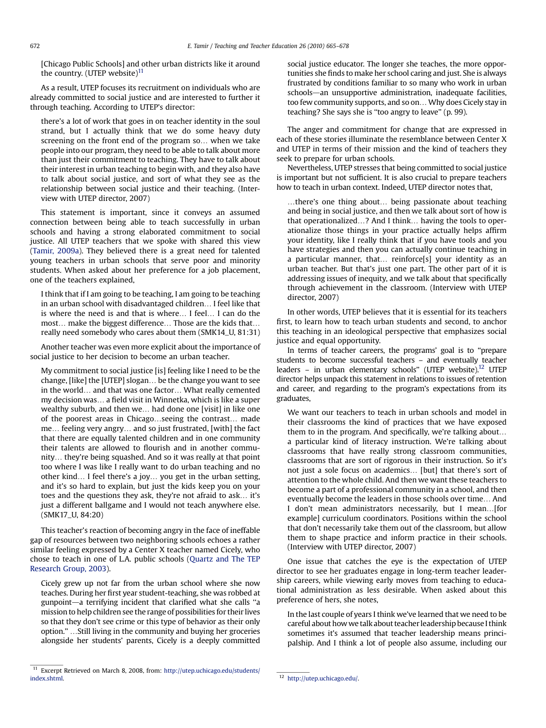[Chicago Public Schools] and other urban districts like it around the country. (UTEP website)[11]

As a result, UTEP focuses its recruitment on individuals who are already committed to social justice and are interested to further it through teaching. According to UTEP's director:

> there's a lot of work that goes in on teacher identity in the soul strand, but I actually think that we do some heavy duty screening on the front end of the program so… when we take people into our program, they need to be able to talk about more than just their commitment to teaching. They have to talk about their interest in urban teaching to begin with, and they also have to talk about social justice, and sort of what they see as the relationship between social justice and their teaching. (Interview with UTEP director, 2007)

This statement is important, since it conveys an assumed connection between being able to teach successfully in urban schools and having a strong elaborated commitment to social justice. All UTEP teachers that we spoke with shared this view (Tamir, 2009a). They believed there is a great need for talented young teachers in urban schools that serve poor and minority students. When asked about her preference for a job placement, one of the teachers explained,

> I think that if I am going to be teaching, I am going to be teaching in an urban school with disadvantaged children… I feel like that is where the need is and that is where… I feel… I can do the most… make the biggest difference… Those are the kids that… really need somebody who cares about them (SMK14_U, 81:31)

Another teacher was even more explicit about the importance of social justice to her decision to become an urban teacher.

> My commitment to social justice [is] feeling like I need to be the change, [like] the [UTEP] slogan… be the change you want to see in the world… and that was one factor… What really cemented my decision was… a field visit in Winnetka, which is like a super wealthy suburb, and then we… had done one [visit] in like one of the poorest areas in Chicago…seeing the contrast… made me… feeling very angry… and so just frustrated, [with] the fact that there are equally talented children and in one community their talents are allowed to flourish and in another community… they're being squashed. And so it was really at that point too where I was like I really want to do urban teaching and no other kind… I feel there's a joy… you get in the urban setting, and it's so hard to explain, but just the kids keep you on your toes and the questions they ask, they're not afraid to ask… it's just a different ballgame and I would not teach anywhere else. (SMK17_U, 84:20)

This teacher's reaction of becoming angry in the face of ineffable gap of resources between two neighboring schools echoes a rather similar feeling expressed by a Center X teacher named Cicely, who chose to teach in one of L.A. public schools (Quartz and The TEP Research Group, 2003).

> Cicely grew up not far from the urban school where she now teaches. During her first year student-teaching, she was robbed at gunpoint—a terrifying incident that clarified what she calls "a mission to help children see the range of possibilities for their lives so that they don't see crime or this type of behavior as their only option." …Still living in the community and buying her groceries alongside her students' parents, Cicely is a deeply committed social justice educator. The longer she teaches, the more opportunities she finds to make her school caring and just. She is always frustrated by conditions familiar to so many who work in urban schools—an unsupportive administration, inadequate facilities, too few community supports, and so on… Why does Cicely stay in teaching? She says she is "too angry to leave" (p. 99).

The anger and commitment for change that are expressed in each of these stories illuminate the resemblance between Center X and UTEP in terms of their mission and the kind of teachers they seek to prepare for urban schools.

Nevertheless, UTEP stresses that being committed to social justice is important but not sufficient. It is also crucial to prepare teachers how to teach in urban context. Indeed, UTEP director notes that,

> …there's one thing about… being passionate about teaching and being in social justice, and then we talk about sort of how is that operationalized…? And I think… having the tools to operationalize those things in your practice actually helps affirm your identity, like I really think that if you have tools and you have strategies and then you can actually continue teaching in a particular manner, that… reinforce[s] your identity as an urban teacher. But that's just one part. The other part of it is addressing issues of inequity, and we talk about that specifically through achievement in the classroom. (Interview with UTEP director, 2007)

In other words, UTEP believes that it is essential for its teachers first, to learn how to teach urban students and second, to anchor this teaching in an ideological perspective that emphasizes social justice and equal opportunity.

In terms of teacher careers, the programs' goal is to "prepare students to become successful teachers – and eventually teacher leaders – in urban elementary schools" (UTEP website).[12] UTEP director helps unpack this statement in relations to issues of retention and career, and regarding to the program's expectations from its graduates,

> We want our teachers to teach in urban schools and model in their classrooms the kind of practices that we have exposed them to in the program. And specifically, we're talking about… a particular kind of literacy instruction. We're talking about classrooms that have really strong classroom communities, classrooms that are sort of rigorous in their instruction. So it's not just a sole focus on academics… [but] that there's sort of attention to the whole child. And then we want these teachers to become a part of a professional community in a school, and then eventually become the leaders in those schools over time… And I don't mean administrators necessarily, but I mean…[for example] curriculum coordinators. Positions within the school that don't necessarily take them out of the classroom, but allow them to shape practice and inform practice in their schools. (Interview with UTEP director, 2007)

One issue that catches the eye is the expectation of UTEP director to see her graduates engage in long-term teacher leadership careers, while viewing early moves from teaching to educational administration as less desirable. When asked about this preference of hers, she notes,

> In the last couple of years I think we've learned that we need to be careful about how we talk about teacher leadership because I think sometimes it's assumed that teacher leadership means principalship. And I think a lot of people also assume, including our

[11] Excerpt Retrieved on March 8, 2008, from: http://utep.uchicago.edu/students/index.shtml.

[12] http://utep.uchicago.edu/.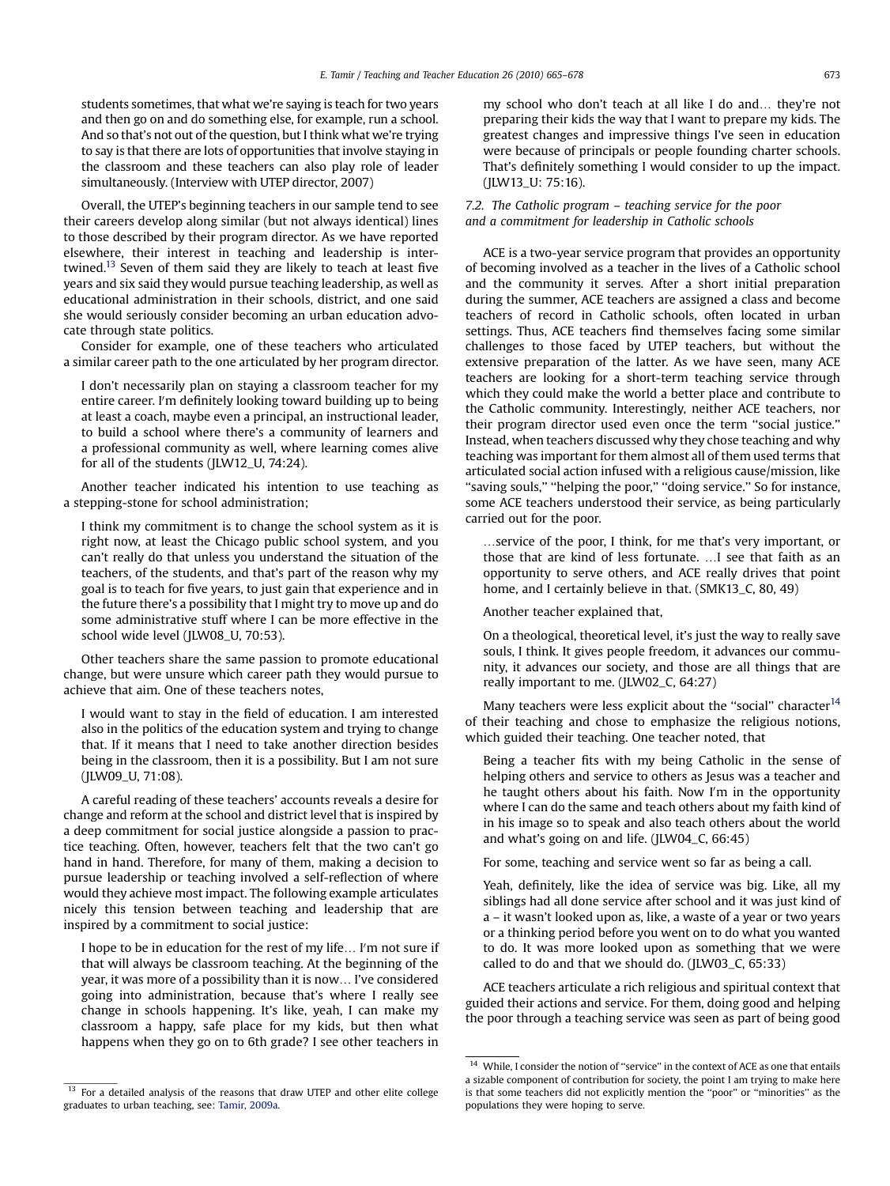students sometimes, that what we're saying is teach for two years and then go on and do something else, for example, run a school. And so that's not out of the question, but I think what we're trying to say is that there are lots of opportunities that involve staying in the classroom and these teachers can also play role of leader simultaneously. (Interview with UTEP director, 2007)

Overall, the UTEP's beginning teachers in our sample tend to see their careers develop along similar (but not always identical) lines to those described by their program director. As we have reported elsewhere, their interest in teaching and leadership is intertwined.[13] Seven of them said they are likely to teach at least five years and six said they would pursue teaching leadership, as well as educational administration in their schools, district, and one said she would seriously consider becoming an urban education advocate through state politics.

Consider for example, one of these teachers who articulated a similar career path to the one articulated by her program director.

> I don't necessarily plan on staying a classroom teacher for my entire career. I'm definitely looking toward building up to being at least a coach, maybe even a principal, an instructional leader, to build a school where there's a community of learners and a professional community as well, where learning comes alive for all of the students (JLW12_U, 74:24).

Another teacher indicated his intention to use teaching as a stepping-stone for school administration;

> I think my commitment is to change the school system as it is right now, at least the Chicago public school system, and you can't really do that unless you understand the situation of the teachers, of the students, and that's part of the reason why my goal is to teach for five years, to just gain that experience and in the future there's a possibility that I might try to move up and do some administrative stuff where I can be more effective in the school wide level (JLW08_U, 70:53).

Other teachers share the same passion to promote educational change, but were unsure which career path they would pursue to achieve that aim. One of these teachers notes,

> I would want to stay in the field of education. I am interested also in the politics of the education system and trying to change that. If it means that I need to take another direction besides being in the classroom, then it is a possibility. But I am not sure (JLW09_U, 71:08).

A careful reading of these teachers' accounts reveals a desire for change and reform at the school and district level that is inspired by a deep commitment for social justice alongside a passion to practice teaching. Often, however, teachers felt that the two can't go hand in hand. Therefore, for many of them, making a decision to pursue leadership or teaching involved a self-reflection of where would they achieve most impact. The following example articulates nicely this tension between teaching and leadership that are inspired by a commitment to social justice:

> I hope to be in education for the rest of my life… I'm not sure if that will always be classroom teaching. At the beginning of the year, it was more of a possibility than it is now… I've considered going into administration, because that's where I really see change in schools happening. It's like, yeah, I can make my classroom a happy, safe place for my kids, but then what happens when they go on to 6th grade? I see other teachers in my school who don't teach at all like I do and… they're not preparing their kids the way that I want to prepare my kids. The greatest changes and impressive things I've seen in education were because of principals or people founding charter schools. That's definitely something I would consider to up the impact. (JLW13_U: 75:16).

### 7.2. The Catholic program – teaching service for the poor and a commitment for leadership in Catholic schools

ACE is a two-year service program that provides an opportunity of becoming involved as a teacher in the lives of a Catholic school and the community it serves. After a short initial preparation during the summer, ACE teachers are assigned a class and become teachers of record in Catholic schools, often located in urban settings. Thus, ACE teachers find themselves facing some similar challenges to those faced by UTEP teachers, but without the extensive preparation of the latter. As we have seen, many ACE teachers are looking for a short-term teaching service through which they could make the world a better place and contribute to the Catholic community. Interestingly, neither ACE teachers, nor their program director used even once the term "social justice." Instead, when teachers discussed why they chose teaching and why teaching was important for them almost all of them used terms that articulated social action infused with a religious cause/mission, like "saving souls," "helping the poor," "doing service." So for instance, some ACE teachers understood their service, as being particularly carried out for the poor.

> …service of the poor, I think, for me that's very important, or those that are kind of less fortunate. …I see that faith as an opportunity to serve others, and ACE really drives that point home, and I certainly believe in that. (SMK13_C, 80, 49)

Another teacher explained that,

> On a theological, theoretical level, it's just the way to really save souls, I think. It gives people freedom, it advances our community, it advances our society, and those are all things that are really important to me. (JLW02_C, 64:27)

Many teachers were less explicit about the "social" character[14] of their teaching and chose to emphasize the religious notions, which guided their teaching. One teacher noted, that

> Being a teacher fits with my being Catholic in the sense of helping others and service to others as Jesus was a teacher and he taught others about his faith. Now I'm in the opportunity where I can do the same and teach others about my faith kind of in his image so to speak and also teach others about the world and what's going on and life. (JLW04_C, 66:45)

For some, teaching and service went so far as being a call.

> Yeah, definitely, like the idea of service was big. Like, all my siblings had all done service after school and it was just kind of a – it wasn't looked upon as, like, a waste of a year or two years or a thinking period before you went on to do what you wanted to do. It was more looked upon as something that we were called to do and that we should do. (JLW03_C, 65:33)

ACE teachers articulate a rich religious and spiritual context that guided their actions and service. For them, doing good and helping the poor through a teaching service was seen as part of being good

---

[13] For a detailed analysis of the reasons that draw UTEP and other elite college graduates to urban teaching, see: Tamir, 2009a.

[14] While, I consider the notion of "service" in the context of ACE as one that entails a sizable component of contribution for society, the point I am trying to make here is that some teachers did not explicitly mention the "poor" or "minorities" as the populations they were hoping to serve.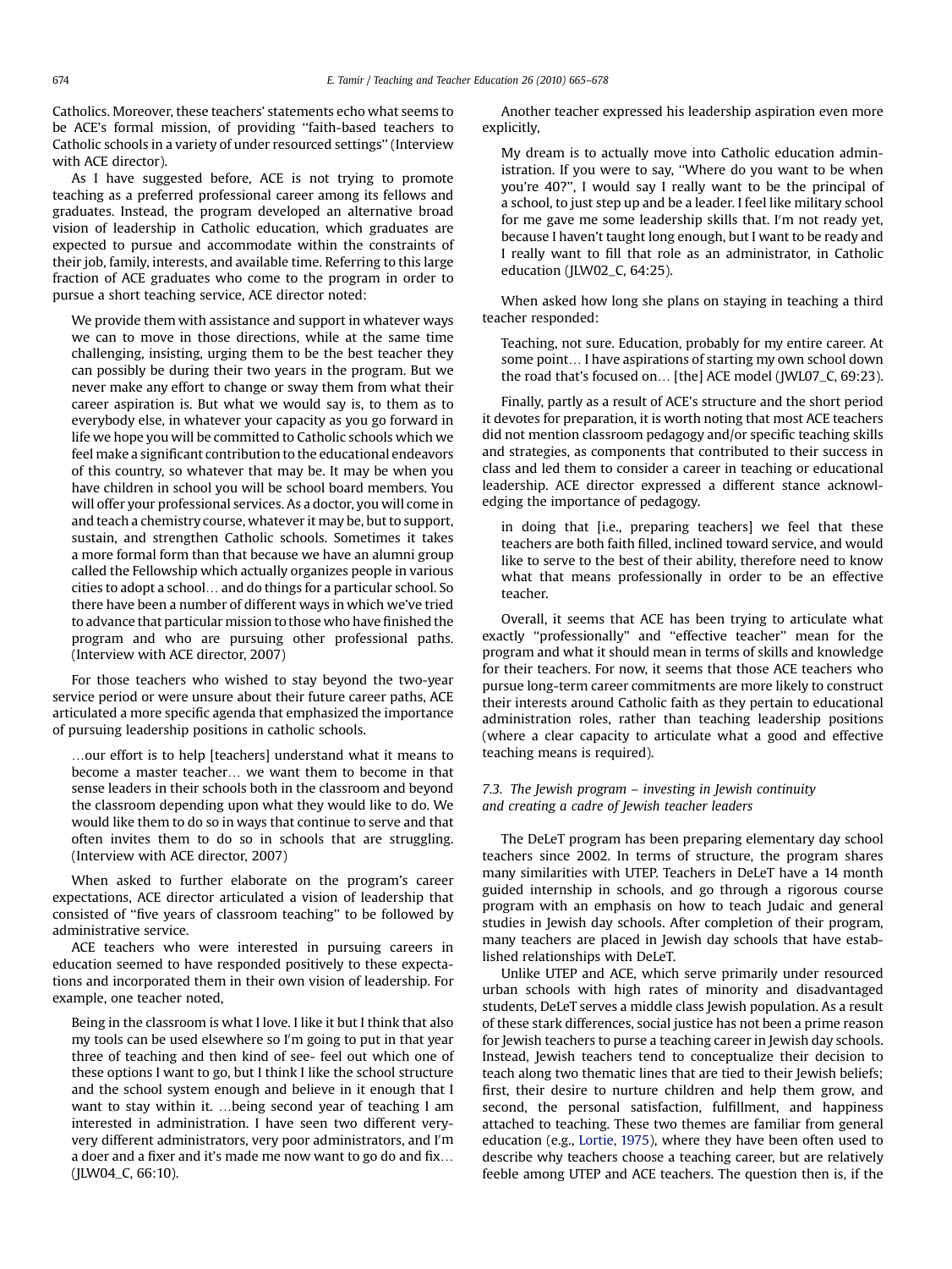Catholics. Moreover, these teachers' statements echo what seems to be ACE's formal mission, of providing "faith-based teachers to Catholic schools in a variety of under resourced settings" (Interview with ACE director).

As I have suggested before, ACE is not trying to promote teaching as a preferred professional career among its fellows and graduates. Instead, the program developed an alternative broad vision of leadership in Catholic education, which graduates are expected to pursue and accommodate within the constraints of their job, family, interests, and available time. Referring to this large fraction of ACE graduates who come to the program in order to pursue a short teaching service, ACE director noted:

> We provide them with assistance and support in whatever ways we can to move in those directions, while at the same time challenging, insisting, urging them to be the best teacher they can possibly be during their two years in the program. But we never make any effort to change or sway them from what their career aspiration is. But what we would say is, to them as to everybody else, in whatever your capacity as you go forward in life we hope you will be committed to Catholic schools which we feel make a significant contribution to the educational endeavors of this country, so whatever that may be. It may be when you have children in school you will be school board members. You will offer your professional services. As a doctor, you will come in and teach a chemistry course, whatever it may be, but to support, sustain, and strengthen Catholic schools. Sometimes it takes a more formal form than that because we have an alumni group called the Fellowship which actually organizes people in various cities to adopt a school… and do things for a particular school. So there have been a number of different ways in which we've tried to advance that particular mission to those who have finished the program and who are pursuing other professional paths. (Interview with ACE director, 2007)

For those teachers who wished to stay beyond the two-year service period or were unsure about their future career paths, ACE articulated a more specific agenda that emphasized the importance of pursuing leadership positions in catholic schools.

> …our effort is to help [teachers] understand what it means to become a master teacher… we want them to become in that sense leaders in their schools both in the classroom and beyond the classroom depending upon what they would like to do. We would like them to do so in ways that continue to serve and that often invites them to do so in schools that are struggling. (Interview with ACE director, 2007)

When asked to further elaborate on the program's career expectations, ACE director articulated a vision of leadership that consisted of "five years of classroom teaching" to be followed by administrative service.

ACE teachers who were interested in pursuing careers in education seemed to have responded positively to these expectations and incorporated them in their own vision of leadership. For example, one teacher noted,

> Being in the classroom is what I love. I like it but I think that also my tools can be used elsewhere so I'm going to put in that year three of teaching and then kind of see- feel out which one of these options I want to go, but I think I like the school structure and the school system enough and believe in it enough that I want to stay within it. …being second year of teaching I am interested in administration. I have seen two different very-very different administrators, very poor administrators, and I'm a doer and a fixer and it's made me now want to go do and fix… (JLW04_C, 66:10).

Another teacher expressed his leadership aspiration even more explicitly,

> My dream is to actually move into Catholic education administration. If you were to say, "Where do you want to be when you're 40?", I would say I really want to be the principal of a school, to just step up and be a leader. I feel like military school for me gave me some leadership skills that. I'm not ready yet, because I haven't taught long enough, but I want to be ready and I really want to fill that role as an administrator, in Catholic education (JLW02_C, 64:25).

When asked how long she plans on staying in teaching a third teacher responded:

> Teaching, not sure. Education, probably for my entire career. At some point… I have aspirations of starting my own school down the road that's focused on… [the] ACE model (JWL07_C, 69:23).

Finally, partly as a result of ACE's structure and the short period it devotes for preparation, it is worth noting that most ACE teachers did not mention classroom pedagogy and/or specific teaching skills and strategies, as components that contributed to their success in class and led them to consider a career in teaching or educational leadership. ACE director expressed a different stance acknowledging the importance of pedagogy.

> in doing that [i.e., preparing teachers] we feel that these teachers are both faith filled, inclined toward service, and would like to serve to the best of their ability, therefore need to know what that means professionally in order to be an effective teacher.

Overall, it seems that ACE has been trying to articulate what exactly "professionally" and "effective teacher" mean for the program and what it should mean in terms of skills and knowledge for their teachers. For now, it seems that those ACE teachers who pursue long-term career commitments are more likely to construct their interests around Catholic faith as they pertain to educational administration roles, rather than teaching leadership positions (where a clear capacity to articulate what a good and effective teaching means is required).

### *7.3. The Jewish program – investing in Jewish continuity and creating a cadre of Jewish teacher leaders*

The DeLeT program has been preparing elementary day school teachers since 2002. In terms of structure, the program shares many similarities with UTEP. Teachers in DeLeT have a 14 month guided internship in schools, and go through a rigorous course program with an emphasis on how to teach Judaic and general studies in Jewish day schools. After completion of their program, many teachers are placed in Jewish day schools that have established relationships with DeLeT.

Unlike UTEP and ACE, which serve primarily under resourced urban schools with high rates of minority and disadvantaged students, DeLeT serves a middle class Jewish population. As a result of these stark differences, social justice has not been a prime reason for Jewish teachers to purse a teaching career in Jewish day schools. Instead, Jewish teachers tend to conceptualize their decision to teach along two thematic lines that are tied to their Jewish beliefs; first, their desire to nurture children and help them grow, and second, the personal satisfaction, fulfillment, and happiness attached to teaching. These two themes are familiar from general education (e.g., Lortie, 1975), where they have been often used to describe why teachers choose a teaching career, but are relatively feeble among UTEP and ACE teachers. The question then is, if the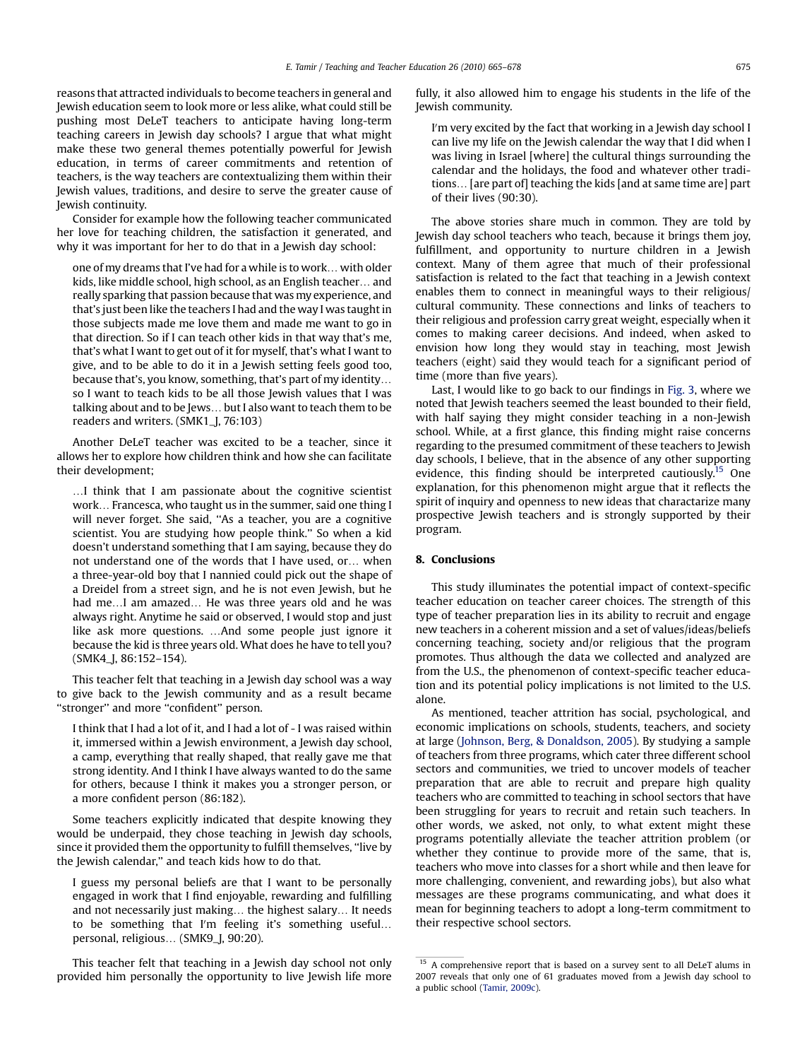reasons that attracted individuals to become teachers in general and Jewish education seem to look more or less alike, what could still be pushing most DeLeT teachers to anticipate having long-term teaching careers in Jewish day schools? I argue that what might make these two general themes potentially powerful for Jewish education, in terms of career commitments and retention of teachers, is the way teachers are contextualizing them within their Jewish values, traditions, and desire to serve the greater cause of Jewish continuity.

Consider for example how the following teacher communicated her love for teaching children, the satisfaction it generated, and why it was important for her to do that in a Jewish day school:

> one of my dreams that I've had for a while is to work… with older kids, like middle school, high school, as an English teacher… and really sparking that passion because that was my experience, and that's just been like the teachers I had and the way I was taught in those subjects made me love them and made me want to go in that direction. So if I can teach other kids in that way that's me, that's what I want to get out of it for myself, that's what I want to give, and to be able to do it in a Jewish setting feels good too, because that's, you know, something, that's part of my identity… so I want to teach kids to be all those Jewish values that I was talking about and to be Jews… but I also want to teach them to be readers and writers. (SMK1_J, 76:103)

Another DeLeT teacher was excited to be a teacher, since it allows her to explore how children think and how she can facilitate their development;

> …I think that I am passionate about the cognitive scientist work… Francesca, who taught us in the summer, said one thing I will never forget. She said, "As a teacher, you are a cognitive scientist. You are studying how people think." So when a kid doesn't understand something that I am saying, because they do not understand one of the words that I have used, or… when a three-year-old boy that I nannied could pick out the shape of a Dreidel from a street sign, and he is not even Jewish, but he had me…I am amazed… He was three years old and he was always right. Anytime he said or observed, I would stop and just like ask more questions. …And some people just ignore it because the kid is three years old. What does he have to tell you? (SMK4_J, 86:152–154).

This teacher felt that teaching in a Jewish day school was a way to give back to the Jewish community and as a result became "stronger" and more "confident" person.

> I think that I had a lot of it, and I had a lot of - I was raised within it, immersed within a Jewish environment, a Jewish day school, a camp, everything that really shaped, that really gave me that strong identity. And I think I have always wanted to do the same for others, because I think it makes you a stronger person, or a more confident person (86:182).

Some teachers explicitly indicated that despite knowing they would be underpaid, they chose teaching in Jewish day schools, since it provided them the opportunity to fulfill themselves, "live by the Jewish calendar," and teach kids how to do that.

> I guess my personal beliefs are that I want to be personally engaged in work that I find enjoyable, rewarding and fulfilling and not necessarily just making… the highest salary… It needs to be something that I'm feeling it's something useful… personal, religious… (SMK9_J, 90:20).

This teacher felt that teaching in a Jewish day school not only provided him personally the opportunity to live Jewish life more fully, it also allowed him to engage his students in the life of the Jewish community.

> I'm very excited by the fact that working in a Jewish day school I can live my life on the Jewish calendar the way that I did when I was living in Israel [where] the cultural things surrounding the calendar and the holidays, the food and whatever other traditions… [are part of] teaching the kids [and at same time are] part of their lives (90:30).

The above stories share much in common. They are told by Jewish day school teachers who teach, because it brings them joy, fulfillment, and opportunity to nurture children in a Jewish context. Many of them agree that much of their professional satisfaction is related to the fact that teaching in a Jewish context enables them to connect in meaningful ways to their religious/cultural community. These connections and links of teachers to their religious and profession carry great weight, especially when it comes to making career decisions. And indeed, when asked to envision how long they would stay in teaching, most Jewish teachers (eight) said they would teach for a significant period of time (more than five years).

Last, I would like to go back to our findings in Fig. 3, where we noted that Jewish teachers seemed the least bounded to their field, with half saying they might consider teaching in a non-Jewish school. While, at a first glance, this finding might raise concerns regarding to the presumed commitment of these teachers to Jewish day schools, I believe, that in the absence of any other supporting evidence, this finding should be interpreted cautiously.[15] One explanation, for this phenomenon might argue that it reflects the spirit of inquiry and openness to new ideas that charactarize many prospective Jewish teachers and is strongly supported by their program.

## 8. Conclusions

This study illuminates the potential impact of context-specific teacher education on teacher career choices. The strength of this type of teacher preparation lies in its ability to recruit and engage new teachers in a coherent mission and a set of values/ideas/beliefs concerning teaching, society and/or religious that the program promotes. Thus although the data we collected and analyzed are from the U.S., the phenomenon of context-specific teacher education and its potential policy implications is not limited to the U.S. alone.

As mentioned, teacher attrition has social, psychological, and economic implications on schools, students, teachers, and society at large (Johnson, Berg, & Donaldson, 2005). By studying a sample of teachers from three programs, which cater three different school sectors and communities, we tried to uncover models of teacher preparation that are able to recruit and prepare high quality teachers who are committed to teaching in school sectors that have been struggling for years to recruit and retain such teachers. In other words, we asked, not only, to what extent might these programs potentially alleviate the teacher attrition problem (or whether they continue to provide more of the same, that is, teachers who move into classes for a short while and then leave for more challenging, convenient, and rewarding jobs), but also what messages are these programs communicating, and what does it mean for beginning teachers to adopt a long-term commitment to their respective school sectors.

[15] A comprehensive report that is based on a survey sent to all DeLeT alums in 2007 reveals that only one of 61 graduates moved from a Jewish day school to a public school (Tamir, 2009c).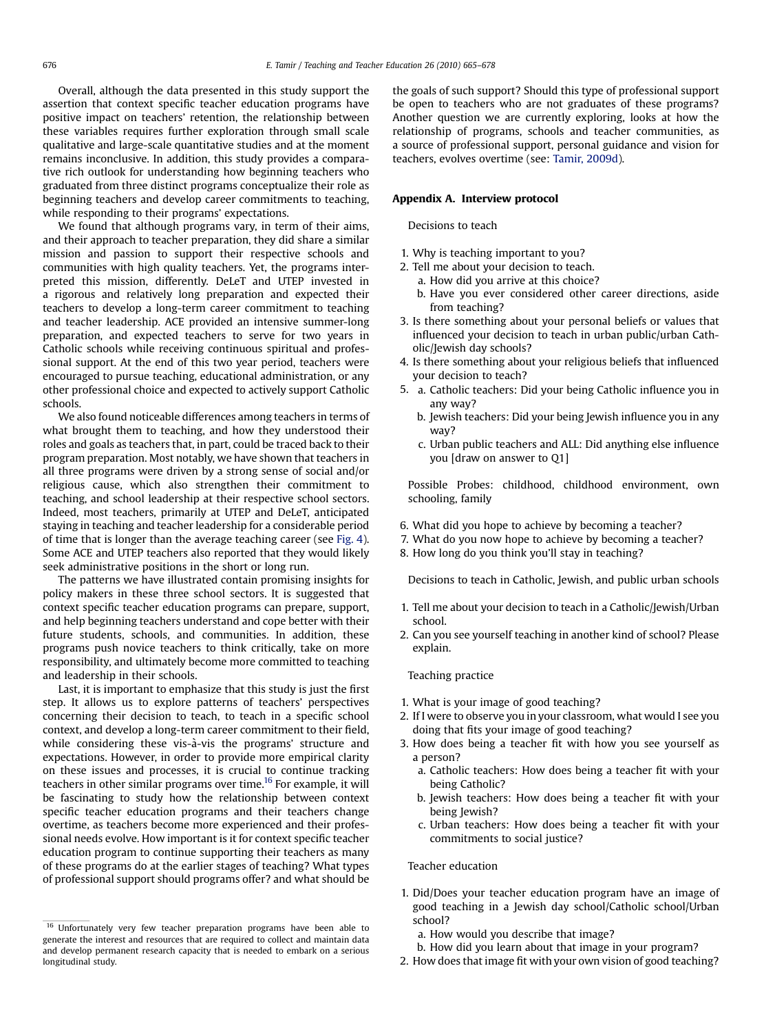Overall, although the data presented in this study support the assertion that context specific teacher education programs have positive impact on teachers' retention, the relationship between these variables requires further exploration through small scale qualitative and large-scale quantitative studies and at the moment remains inconclusive. In addition, this study provides a comparative rich outlook for understanding how beginning teachers who graduated from three distinct programs conceptualize their role as beginning teachers and develop career commitments to teaching, while responding to their programs' expectations.

We found that although programs vary, in term of their aims, and their approach to teacher preparation, they did share a similar mission and passion to support their respective schools and communities with high quality teachers. Yet, the programs interpreted this mission, differently. DeLeT and UTEP invested in a rigorous and relatively long preparation and expected their teachers to develop a long-term career commitment to teaching and teacher leadership. ACE provided an intensive summer-long preparation, and expected teachers to serve for two years in Catholic schools while receiving continuous spiritual and professional support. At the end of this two year period, teachers were encouraged to pursue teaching, educational administration, or any other professional choice and expected to actively support Catholic schools.

We also found noticeable differences among teachers in terms of what brought them to teaching, and how they understood their roles and goals as teachers that, in part, could be traced back to their program preparation. Most notably, we have shown that teachers in all three programs were driven by a strong sense of social and/or religious cause, which also strengthen their commitment to teaching, and school leadership at their respective school sectors. Indeed, most teachers, primarily at UTEP and DeLeT, anticipated staying in teaching and teacher leadership for a considerable period of time that is longer than the average teaching career (see Fig. 4). Some ACE and UTEP teachers also reported that they would likely seek administrative positions in the short or long run.

The patterns we have illustrated contain promising insights for policy makers in these three school sectors. It is suggested that context specific teacher education programs can prepare, support, and help beginning teachers understand and cope better with their future students, schools, and communities. In addition, these programs push novice teachers to think critically, take on more responsibility, and ultimately become more committed to teaching and leadership in their schools.

Last, it is important to emphasize that this study is just the first step. It allows us to explore patterns of teachers' perspectives concerning their decision to teach, to teach in a specific school context, and develop a long-term career commitment to their field, while considering these vis-à-vis the programs' structure and expectations. However, in order to provide more empirical clarity on these issues and processes, it is crucial to continue tracking teachers in other similar programs over time.[16] For example, it will be fascinating to study how the relationship between context specific teacher education programs and their teachers change overtime, as teachers become more experienced and their professional needs evolve. How important is it for context specific teacher education program to continue supporting their teachers as many of these programs do at the earlier stages of teaching? What types of professional support should programs offer? and what should be the goals of such support? Should this type of professional support be open to teachers who are not graduates of these programs? Another question we are currently exploring, looks at how the relationship of programs, schools and teacher communities, as a source of professional support, personal guidance and vision for teachers, evolves overtime (see: Tamir, 2009d).

[16] Unfortunately very few teacher preparation programs have been able to generate the interest and resources that are required to collect and maintain data and develop permanent research capacity that is needed to embark on a serious longitudinal study.

## Appendix A. Interview protocol

Decisions to teach

1. Why is teaching important to you?
2. Tell me about your decision to teach.
   a. How did you arrive at this choice?
   b. Have you ever considered other career directions, aside from teaching?
3. Is there something about your personal beliefs or values that influenced your decision to teach in urban public/urban Catholic/Jewish day schools?
4. Is there something about your religious beliefs that influenced your decision to teach?
5. a. Catholic teachers: Did your being Catholic influence you in any way?
   b. Jewish teachers: Did your being Jewish influence you in any way?
   c. Urban public teachers and ALL: Did anything else influence you [draw on answer to Q1]

Possible Probes: childhood, childhood environment, own schooling, family

6. What did you hope to achieve by becoming a teacher?
7. What do you now hope to achieve by becoming a teacher?
8. How long do you think you'll stay in teaching?

Decisions to teach in Catholic, Jewish, and public urban schools

1. Tell me about your decision to teach in a Catholic/Jewish/Urban school.
2. Can you see yourself teaching in another kind of school? Please explain.

Teaching practice

1. What is your image of good teaching?
2. If I were to observe you in your classroom, what would I see you doing that fits your image of good teaching?
3. How does being a teacher fit with how you see yourself as a person?
   a. Catholic teachers: How does being a teacher fit with your being Catholic?
   b. Jewish teachers: How does being a teacher fit with your being Jewish?
   c. Urban teachers: How does being a teacher fit with your commitments to social justice?

Teacher education

1. Did/Does your teacher education program have an image of good teaching in a Jewish day school/Catholic school/Urban school?
   a. How would you describe that image?
   b. How did you learn about that image in your program?
2. How does that image fit with your own vision of good teaching?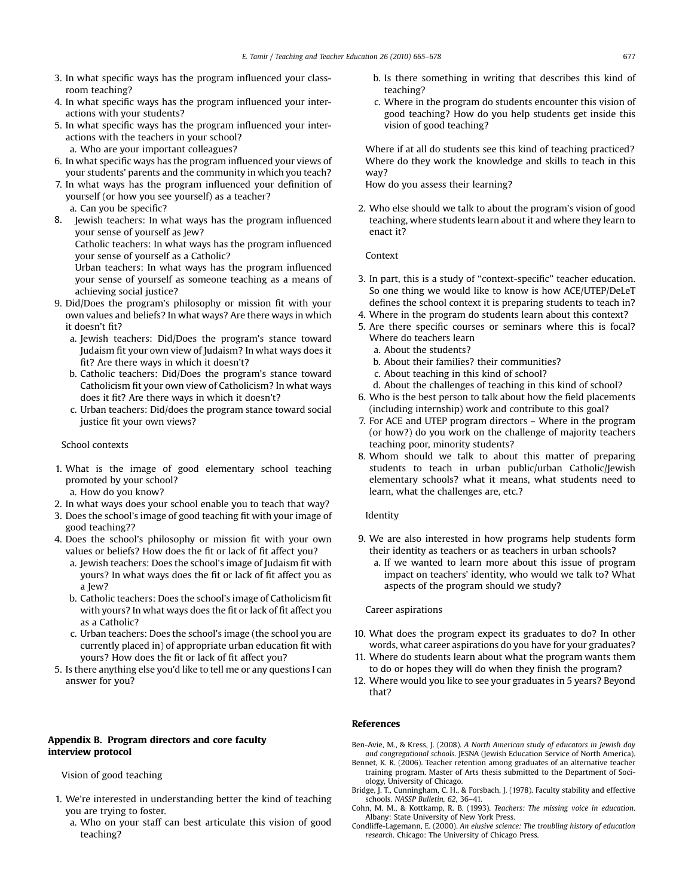3. In what specific ways has the program influenced your classroom teaching?
4. In what specific ways has the program influenced your interactions with your students?
5. In what specific ways has the program influenced your interactions with the teachers in your school?
   a. Who are your important colleagues?
6. In what specific ways has the program influenced your views of your students' parents and the community in which you teach?
7. In what ways has the program influenced your definition of yourself (or how you see yourself) as a teacher?
   a. Can you be specific?
8. Jewish teachers: In what ways has the program influenced your sense of yourself as Jew?
   Catholic teachers: In what ways has the program influenced your sense of yourself as a Catholic?
   Urban teachers: In what ways has the program influenced your sense of yourself as someone teaching as a means of achieving social justice?
9. Did/Does the program's philosophy or mission fit with your own values and beliefs? In what ways? Are there ways in which it doesn't fit?
   a. Jewish teachers: Did/Does the program's stance toward Judaism fit your own view of Judaism? In what ways does it fit? Are there ways in which it doesn't?
   b. Catholic teachers: Did/Does the program's stance toward Catholicism fit your own view of Catholicism? In what ways does it fit? Are there ways in which it doesn't?
   c. Urban teachers: Did/does the program stance toward social justice fit your own views?

School contexts

1. What is the image of good elementary school teaching promoted by your school?
   a. How do you know?
2. In what ways does your school enable you to teach that way?
3. Does the school's image of good teaching fit with your image of good teaching??
4. Does the school's philosophy or mission fit with your own values or beliefs? How does the fit or lack of fit affect you?
   a. Jewish teachers: Does the school's image of Judaism fit with yours? In what ways does the fit or lack of fit affect you as a Jew?
   b. Catholic teachers: Does the school's image of Catholicism fit with yours? In what ways does the fit or lack of fit affect you as a Catholic?
   c. Urban teachers: Does the school's image (the school you are currently placed in) of appropriate urban education fit with yours? How does the fit or lack of fit affect you?
5. Is there anything else you'd like to tell me or any questions I can answer for you?

## Appendix B. Program directors and core faculty interview protocol

Vision of good teaching

1. We're interested in understanding better the kind of teaching you are trying to foster.
   a. Who on your staff can best articulate this vision of good teaching?
   b. Is there something in writing that describes this kind of teaching?
   c. Where in the program do students encounter this vision of good teaching? How do you help students get inside this vision of good teaching?

   Where if at all do students see this kind of teaching practiced? Where do they work the knowledge and skills to teach in this way?
   How do you assess their learning?

2. Who else should we talk to about the program's vision of good teaching, where students learn about it and where they learn to enact it?

Context

3. In part, this is a study of "context-specific" teacher education. So one thing we would like to know is how ACE/UTEP/DeLeT defines the school context it is preparing students to teach in?
4. Where in the program do students learn about this context?
5. Are there specific courses or seminars where this is focal? Where do teachers learn
   a. About the students?
   b. About their families? their communities?
   c. About teaching in this kind of school?
   d. About the challenges of teaching in this kind of school?
6. Who is the best person to talk about how the field placements (including internship) work and contribute to this goal?
7. For ACE and UTEP program directors – Where in the program (or how?) do you work on the challenge of majority teachers teaching poor, minority students?
8. Whom should we talk to about this matter of preparing students to teach in urban public/urban Catholic/Jewish elementary schools? what it means, what students need to learn, what the challenges are, etc.?

Identity

9. We are also interested in how programs help students form their identity as teachers or as teachers in urban schools?
   a. If we wanted to learn more about this issue of program impact on teachers' identity, who would we talk to? What aspects of the program should we study?

Career aspirations

10. What does the program expect its graduates to do? In other words, what career aspirations do you have for your graduates?
11. Where do students learn about what the program wants them to do or hopes they will do when they finish the program?
12. Where would you like to see your graduates in 5 years? Beyond that?

## References

Ben-Avie, M., & Kress, J. (2008). *A North American study of educators in Jewish day and congregational schools*. JESNA (Jewish Education Service of North America).

Bennet, K. R. (2006). Teacher retention among graduates of an alternative teacher training program. Master of Arts thesis submitted to the Department of Sociology, University of Chicago.

Bridge, J. T., Cunningham, C. H., & Forsbach, J. (1978). Faculty stability and effective schools. *NASSP Bulletin, 62*, 36–41.

Cohn, M. M., & Kottkamp, R. B. (1993). *Teachers: The missing voice in education*. Albany: State University of New York Press.

Condliffe-Lagemann, E. (2000). *An elusive science: The troubling history of education research*. Chicago: The University of Chicago Press.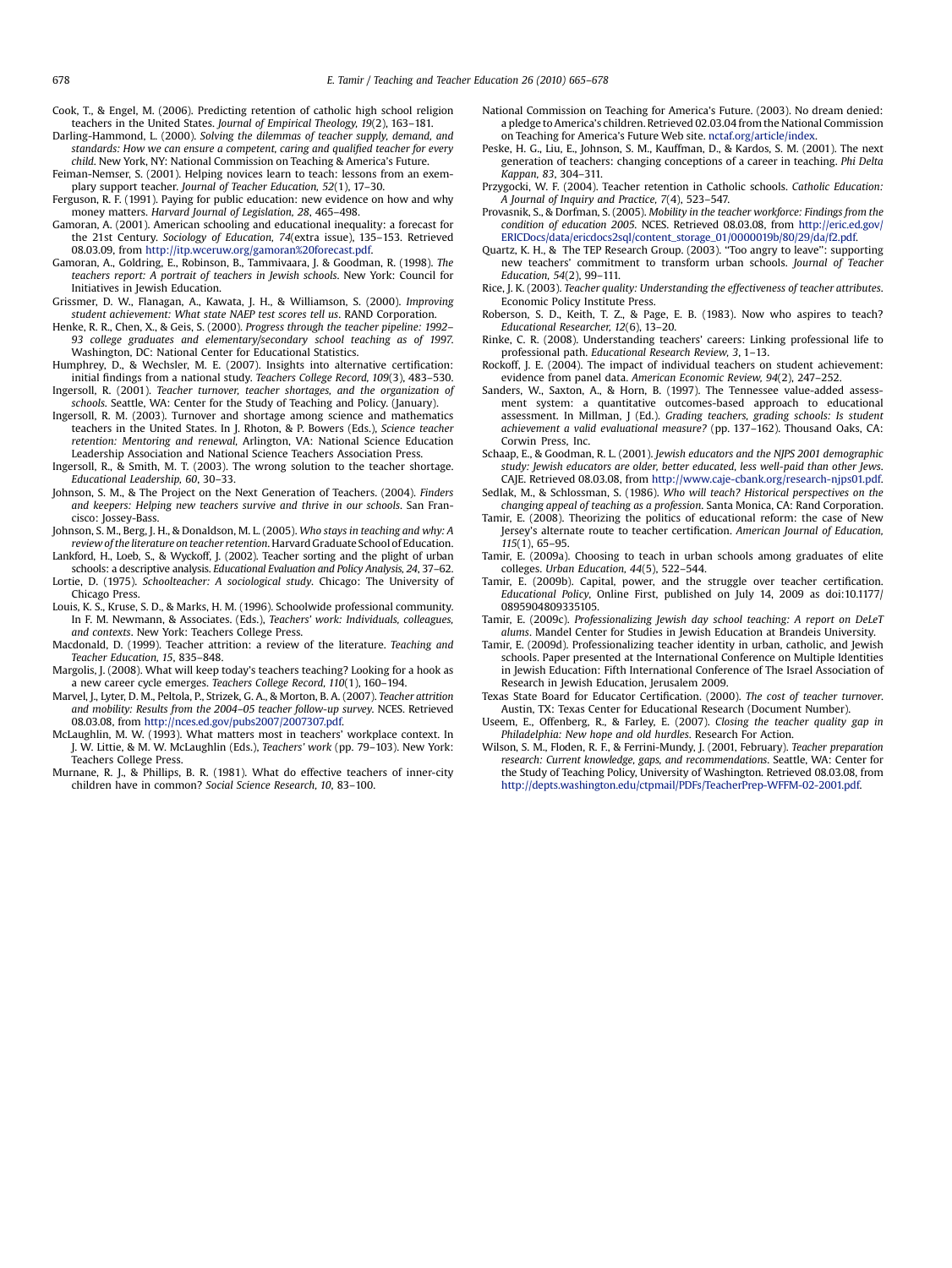Cook, T., & Engel, M. (2006). Predicting retention of catholic high school religion teachers in the United States. *Journal of Empirical Theology, 19*(2), 163–181.

Darling-Hammond, L. (2000). *Solving the dilemmas of teacher supply, demand, and standards: How we can ensure a competent, caring and qualified teacher for every child*. New York, NY: National Commission on Teaching & America's Future.

Feiman-Nemser, S. (2001). Helping novices learn to teach: lessons from an exemplary support teacher. *Journal of Teacher Education, 52*(1), 17–30.

Ferguson, R. F. (1991). Paying for public education: new evidence on how and why money matters. *Harvard Journal of Legislation, 28*, 465–498.

Gamoran, A. (2001). American schooling and educational inequality: a forecast for the 21st Century. *Sociology of Education, 74*(extra issue), 135–153. Retrieved 08.03.09, from http://itp.wceruw.org/gamoran%20forecast.pdf.

Gamoran, A., Goldring, E., Robinson, B., Tammivaara, J. & Goodman, R. (1998). *The teachers report: A portrait of teachers in Jewish schools*. New York: Council for Initiatives in Jewish Education.

Grissmer, D. W., Flanagan, A., Kawata, J. H., & Williamson, S. (2000). *Improving student achievement: What state NAEP test scores tell us*. RAND Corporation.

Henke, R. R., Chen, X., & Geis, S. (2000). *Progress through the teacher pipeline: 1992–93 college graduates and elementary/secondary school teaching as of 1997*. Washington, DC: National Center for Educational Statistics.

Humphrey, D., & Wechsler, M. E. (2007). Insights into alternative certification: initial findings from a national study. *Teachers College Record, 109*(3), 483–530.

Ingersoll, R. (2001). *Teacher turnover, teacher shortages, and the organization of schools*. Seattle, WA: Center for the Study of Teaching and Policy. (January).

Ingersoll, R. M. (2003). Turnover and shortage among science and mathematics teachers in the United States. In J. Rhoton, & P. Bowers (Eds.), *Science teacher retention: Mentoring and renewal*, Arlington, VA: National Science Education Leadership Association and National Science Teachers Association Press.

Ingersoll, R., & Smith, M. T. (2003). The wrong solution to the teacher shortage. *Educational Leadership, 60*, 30–33.

Johnson, S. M., & The Project on the Next Generation of Teachers. (2004). *Finders and keepers: Helping new teachers survive and thrive in our schools*. San Francisco: Jossey-Bass.

Johnson, S. M., Berg, J. H., & Donaldson, M. L. (2005). *Who stays in teaching and why: A review of the literature on teacher retention*. Harvard Graduate School of Education.

Lankford, H., Loeb, S., & Wyckoff, J. (2002). Teacher sorting and the plight of urban schools: a descriptive analysis. *Educational Evaluation and Policy Analysis, 24*, 37–62.

Lortie, D. (1975). *Schoolteacher: A sociological study*. Chicago: The University of Chicago Press.

Louis, K. S., Kruse, S. D., & Marks, H. M. (1996). Schoolwide professional community. In F. M. Newmann, & Associates. (Eds.), *Teachers' work: Individuals, colleagues, and contexts*. New York: Teachers College Press.

Macdonald, D. (1999). Teacher attrition: a review of the literature. *Teaching and Teacher Education, 15*, 835–848.

Margolis, J. (2008). What will keep today's teachers teaching? Looking for a hook as a new career cycle emerges. *Teachers College Record, 110*(1), 160–194.

Marvel, J., Lyter, D. M., Peltola, P., Strizek, G. A., & Morton, B. A. (2007). *Teacher attrition and mobility: Results from the 2004–05 teacher follow-up survey*. NCES. Retrieved 08.03.08, from http://nces.ed.gov/pubs2007/2007307.pdf.

McLaughlin, M. W. (1993). What matters most in teachers' workplace context. In J. W. Littie, & M. W. McLaughlin (Eds.), *Teachers' work* (pp. 79–103). New York: Teachers College Press.

Murnane, R. J., & Phillips, B. R. (1981). What do effective teachers of inner-city children have in common? *Social Science Research, 10*, 83–100.

National Commission on Teaching for America's Future. (2003). No dream denied: a pledge to America's children. Retrieved 02.03.04 from the National Commission on Teaching for America's Future Web site. nctaf.org/article/index.

Peske, H. G., Liu, E., Johnson, S. M., Kauffman, D., & Kardos, S. M. (2001). The next generation of teachers: changing conceptions of a career in teaching. *Phi Delta Kappan, 83*, 304–311.

Przygocki, W. F. (2004). Teacher retention in Catholic schools. *Catholic Education: A Journal of Inquiry and Practice, 7*(4), 523–547.

Provasnik, S., & Dorfman, S. (2005). *Mobility in the teacher workforce: Findings from the condition of education 2005*. NCES. Retrieved 08.03.08, from http://eric.ed.gov/ERICDocs/data/ericdocs2sql/content_storage_01/0000019b/80/29/da/f2.pdf.

Quartz, K. H., & The TEP Research Group. (2003). "Too angry to leave": supporting new teachers' commitment to transform urban schools. *Journal of Teacher Education, 54*(2), 99–111.

Rice, J. K. (2003). *Teacher quality: Understanding the effectiveness of teacher attributes*. Economic Policy Institute Press.

Roberson, S. D., Keith, T. Z., & Page, E. B. (1983). Now who aspires to teach? *Educational Researcher, 12*(6), 13–20.

Rinke, C. R. (2008). Understanding teachers' careers: Linking professional life to professional path. *Educational Research Review, 3*, 1–13.

Rockoff, J. E. (2004). The impact of individual teachers on student achievement: evidence from panel data. *American Economic Review, 94*(2), 247–252.

Sanders, W., Saxton, A., & Horn, B. (1997). The Tennessee value-added assessment system: a quantitative outcomes-based approach to educational assessment. In Millman, J (Ed.). *Grading teachers, grading schools: Is student achievement a valid evaluational measure?* (pp. 137–162). Thousand Oaks, CA: Corwin Press, Inc.

Schaap, E., & Goodman, R. L. (2001). *Jewish educators and the NJPS 2001 demographic study: Jewish educators are older, better educated, less well-paid than other Jews*. CAJE. Retrieved 08.03.08, from http://www.caje-cbank.org/research-njps01.pdf.

Sedlak, M., & Schlossman, S. (1986). *Who will teach? Historical perspectives on the changing appeal of teaching as a profession*. Santa Monica, CA: Rand Corporation.

Tamir, E. (2008). Theorizing the politics of educational reform: the case of New Jersey's alternate route to teacher certification. *American Journal of Education, 115*(1), 65–95.

Tamir, E. (2009a). Choosing to teach in urban schools among graduates of elite colleges. *Urban Education, 44*(5), 522–544.

Tamir, E. (2009b). Capital, power, and the struggle over teacher certification. *Educational Policy*, Online First, published on July 14, 2009 as doi:10.1177/0895904809335105.

Tamir, E. (2009c). *Professionalizing Jewish day school teaching: A report on DeLeT alums*. Mandel Center for Studies in Jewish Education at Brandeis University.

Tamir, E. (2009d). Professionalizing teacher identity in urban, catholic, and Jewish schools. Paper presented at the International Conference on Multiple Identities in Jewish Education: Fifth International Conference of The Israel Association of Research in Jewish Education, Jerusalem 2009.

Texas State Board for Educator Certification. (2000). *The cost of teacher turnover*. Austin, TX: Texas Center for Educational Research (Document Number).

Useem, E., Offenberg, R., & Farley, E. (2007). *Closing the teacher quality gap in Philadelphia: New hope and old hurdles*. Research For Action.

Wilson, S. M., Floden, R. F., & Ferrini-Mundy, J. (2001, February). *Teacher preparation research: Current knowledge, gaps, and recommendations*. Seattle, WA: Center for the Study of Teaching Policy, University of Washington. Retrieved 08.03.08, from http://depts.washington.edu/ctpmail/PDFs/TeacherPrep-WFFM-02-2001.pdf.